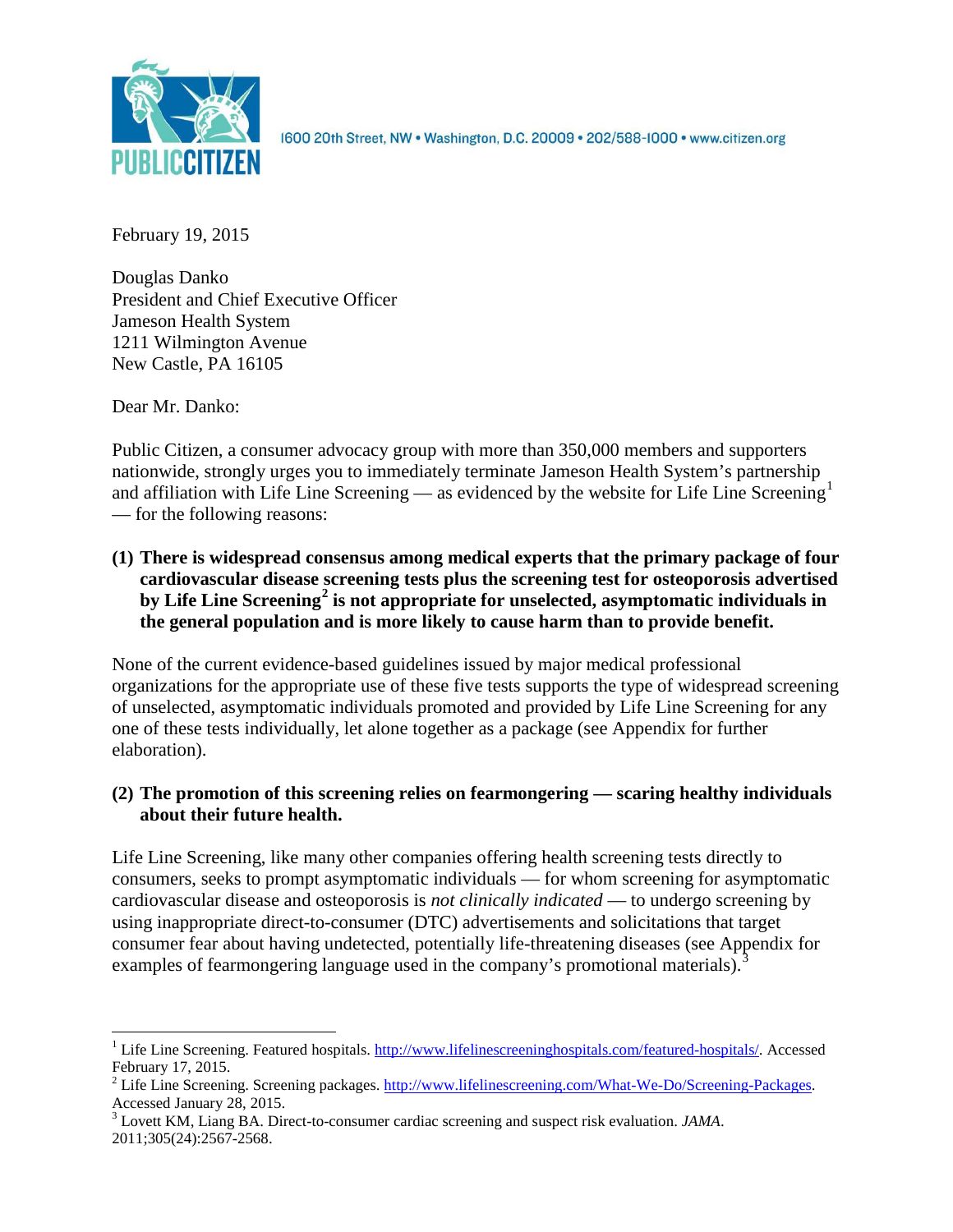1600 20th Street, NW • Washington, D.C. 20009 • 202/588-1000 • www.citizen.org

February 19, 2015

Douglas Danko
President and Chief Executive Officer
Jameson Health System
1211 Wilmington Avenue
New Castle, PA 16105

Dear Mr. Danko:

Public Citizen, a consumer advocacy group with more than 350,000 members and supporters nationwide, strongly urges you to immediately terminate Jameson Health System's partnership and affiliation with Life Line Screening — as evidenced by the website for Life Line Screening[1] — for the following reasons:

**(1) There is widespread consensus among medical experts that the primary package of four cardiovascular disease screening tests plus the screening test for osteoporosis advertised by Life Line Screening[2] is not appropriate for unselected, asymptomatic individuals in the general population and is more likely to cause harm than to provide benefit.**

None of the current evidence-based guidelines issued by major medical professional organizations for the appropriate use of these five tests supports the type of widespread screening of unselected, asymptomatic individuals promoted and provided by Life Line Screening for any one of these tests individually, let alone together as a package (see Appendix for further elaboration).

**(2) The promotion of this screening relies on fearmongering — scaring healthy individuals about their future health.**

Life Line Screening, like many other companies offering health screening tests directly to consumers, seeks to prompt asymptomatic individuals — for whom screening for asymptomatic cardiovascular disease and osteoporosis is *not clinically indicated* — to undergo screening by using inappropriate direct-to-consumer (DTC) advertisements and solicitations that target consumer fear about having undetected, potentially life-threatening diseases (see Appendix for examples of fearmongering language used in the company's promotional materials).[3]

---

[1] Life Line Screening. Featured hospitals. http://www.lifelinescreeninghospitals.com/featured-hospitals/. Accessed February 17, 2015.

[2] Life Line Screening. Screening packages. http://www.lifelinescreening.com/What-We-Do/Screening-Packages. Accessed January 28, 2015.

[3] Lovett KM, Liang BA. Direct-to-consumer cardiac screening and suspect risk evaluation. *JAMA*. 2011;305(24):2567-2568.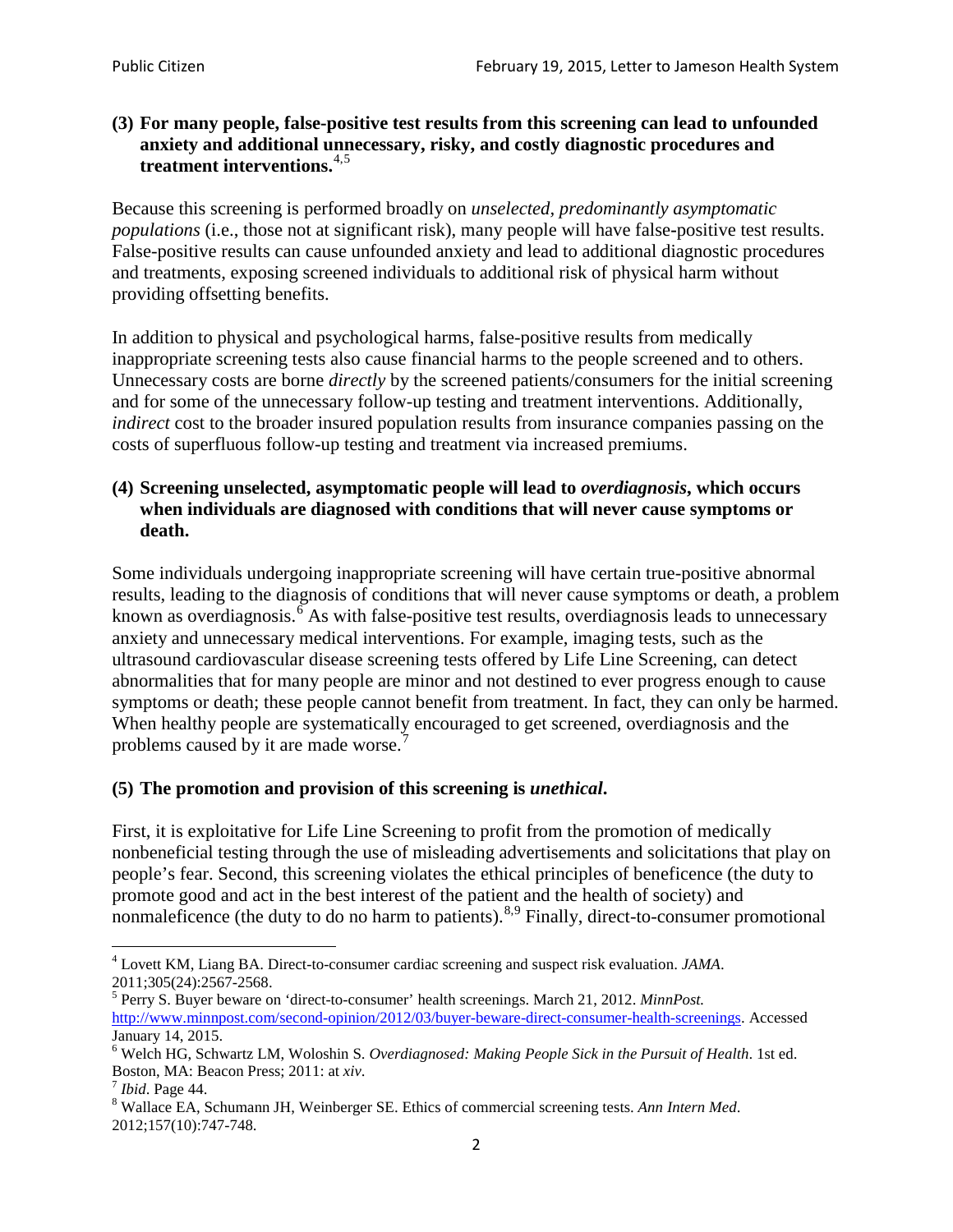**(3) For many people, false-positive test results from this screening can lead to unfounded anxiety and additional unnecessary, risky, and costly diagnostic procedures and treatment interventions.**[4,5]

Because this screening is performed broadly on *unselected, predominantly asymptomatic populations* (i.e., those not at significant risk), many people will have false-positive test results. False-positive results can cause unfounded anxiety and lead to additional diagnostic procedures and treatments, exposing screened individuals to additional risk of physical harm without providing offsetting benefits.

In addition to physical and psychological harms, false-positive results from medically inappropriate screening tests also cause financial harms to the people screened and to others. Unnecessary costs are borne *directly* by the screened patients/consumers for the initial screening and for some of the unnecessary follow-up testing and treatment interventions. Additionally, *indirect* cost to the broader insured population results from insurance companies passing on the costs of superfluous follow-up testing and treatment via increased premiums.

**(4) Screening unselected, asymptomatic people will lead to *overdiagnosis*, which occurs when individuals are diagnosed with conditions that will never cause symptoms or death.**

Some individuals undergoing inappropriate screening will have certain true-positive abnormal results, leading to the diagnosis of conditions that will never cause symptoms or death, a problem known as overdiagnosis.[6] As with false-positive test results, overdiagnosis leads to unnecessary anxiety and unnecessary medical interventions. For example, imaging tests, such as the ultrasound cardiovascular disease screening tests offered by Life Line Screening, can detect abnormalities that for many people are minor and not destined to ever progress enough to cause symptoms or death; these people cannot benefit from treatment. In fact, they can only be harmed. When healthy people are systematically encouraged to get screened, overdiagnosis and the problems caused by it are made worse.[7]

**(5) The promotion and provision of this screening is *unethical*.**

First, it is exploitative for Life Line Screening to profit from the promotion of medically nonbeneficial testing through the use of misleading advertisements and solicitations that play on people's fear. Second, this screening violates the ethical principles of beneficence (the duty to promote good and act in the best interest of the patient and the health of society) and nonmaleficence (the duty to do no harm to patients).[8,9] Finally, direct-to-consumer promotional

---

[4] Lovett KM, Liang BA. Direct-to-consumer cardiac screening and suspect risk evaluation. *JAMA*. 2011;305(24):2567-2568.

[5] Perry S. Buyer beware on 'direct-to-consumer' health screenings. March 21, 2012. *MinnPost.* http://www.minnpost.com/second-opinion/2012/03/buyer-beware-direct-consumer-health-screenings. Accessed January 14, 2015.

[6] Welch HG, Schwartz LM, Woloshin S. *Overdiagnosed: Making People Sick in the Pursuit of Health*. 1st ed. Boston, MA: Beacon Press; 2011: at *xiv*.

[7] *Ibid*. Page 44.

[8] Wallace EA, Schumann JH, Weinberger SE. Ethics of commercial screening tests. *Ann Intern Med*. 2012;157(10):747-748.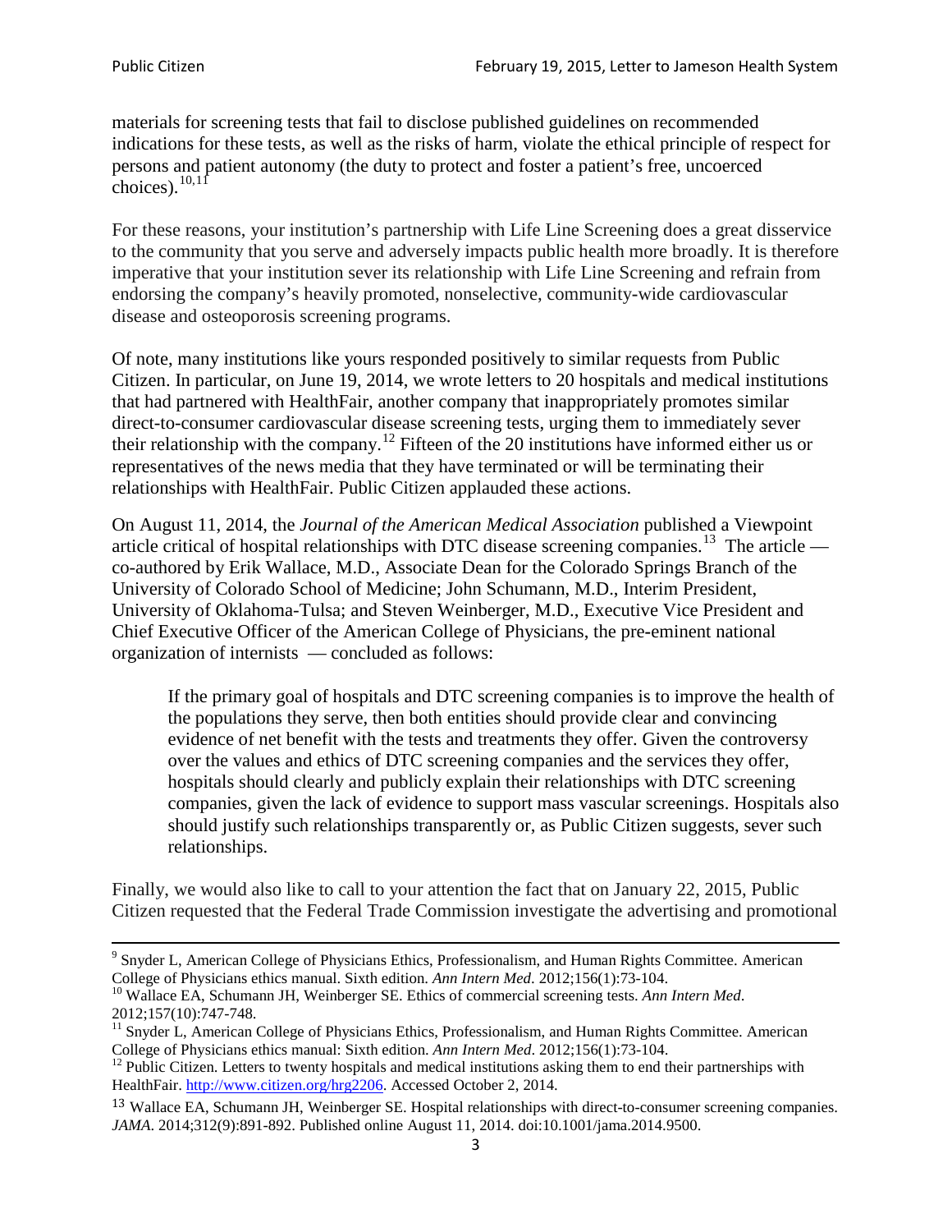materials for screening tests that fail to disclose published guidelines on recommended indications for these tests, as well as the risks of harm, violate the ethical principle of respect for persons and patient autonomy (the duty to protect and foster a patient's free, uncoerced choices).[10,11]

For these reasons, your institution's partnership with Life Line Screening does a great disservice to the community that you serve and adversely impacts public health more broadly. It is therefore imperative that your institution sever its relationship with Life Line Screening and refrain from endorsing the company's heavily promoted, nonselective, community-wide cardiovascular disease and osteoporosis screening programs.

Of note, many institutions like yours responded positively to similar requests from Public Citizen. In particular, on June 19, 2014, we wrote letters to 20 hospitals and medical institutions that had partnered with HealthFair, another company that inappropriately promotes similar direct-to-consumer cardiovascular disease screening tests, urging them to immediately sever their relationship with the company.[12] Fifteen of the 20 institutions have informed either us or representatives of the news media that they have terminated or will be terminating their relationships with HealthFair. Public Citizen applauded these actions.

On August 11, 2014, the *Journal of the American Medical Association* published a Viewpoint article critical of hospital relationships with DTC disease screening companies.[13] The article — co-authored by Erik Wallace, M.D., Associate Dean for the Colorado Springs Branch of the University of Colorado School of Medicine; John Schumann, M.D., Interim President, University of Oklahoma-Tulsa; and Steven Weinberger, M.D., Executive Vice President and Chief Executive Officer of the American College of Physicians, the pre-eminent national organization of internists — concluded as follows:

> If the primary goal of hospitals and DTC screening companies is to improve the health of the populations they serve, then both entities should provide clear and convincing evidence of net benefit with the tests and treatments they offer. Given the controversy over the values and ethics of DTC screening companies and the services they offer, hospitals should clearly and publicly explain their relationships with DTC screening companies, given the lack of evidence to support mass vascular screenings. Hospitals also should justify such relationships transparently or, as Public Citizen suggests, sever such relationships.

Finally, we would also like to call to your attention the fact that on January 22, 2015, Public Citizen requested that the Federal Trade Commission investigate the advertising and promotional

---

[9] Snyder L, American College of Physicians Ethics, Professionalism, and Human Rights Committee. American College of Physicians ethics manual. Sixth edition. *Ann Intern Med*. 2012;156(1):73-104.

[10] Wallace EA, Schumann JH, Weinberger SE. Ethics of commercial screening tests. *Ann Intern Med*. 2012;157(10):747-748.

[11] Snyder L, American College of Physicians Ethics, Professionalism, and Human Rights Committee. American College of Physicians ethics manual: Sixth edition. *Ann Intern Med*. 2012;156(1):73-104.

[12] Public Citizen. Letters to twenty hospitals and medical institutions asking them to end their partnerships with HealthFair. http://www.citizen.org/hrg2206. Accessed October 2, 2014.

[13] Wallace EA, Schumann JH, Weinberger SE. Hospital relationships with direct-to-consumer screening companies. *JAMA*. 2014;312(9):891-892. Published online August 11, 2014. doi:10.1001/jama.2014.9500.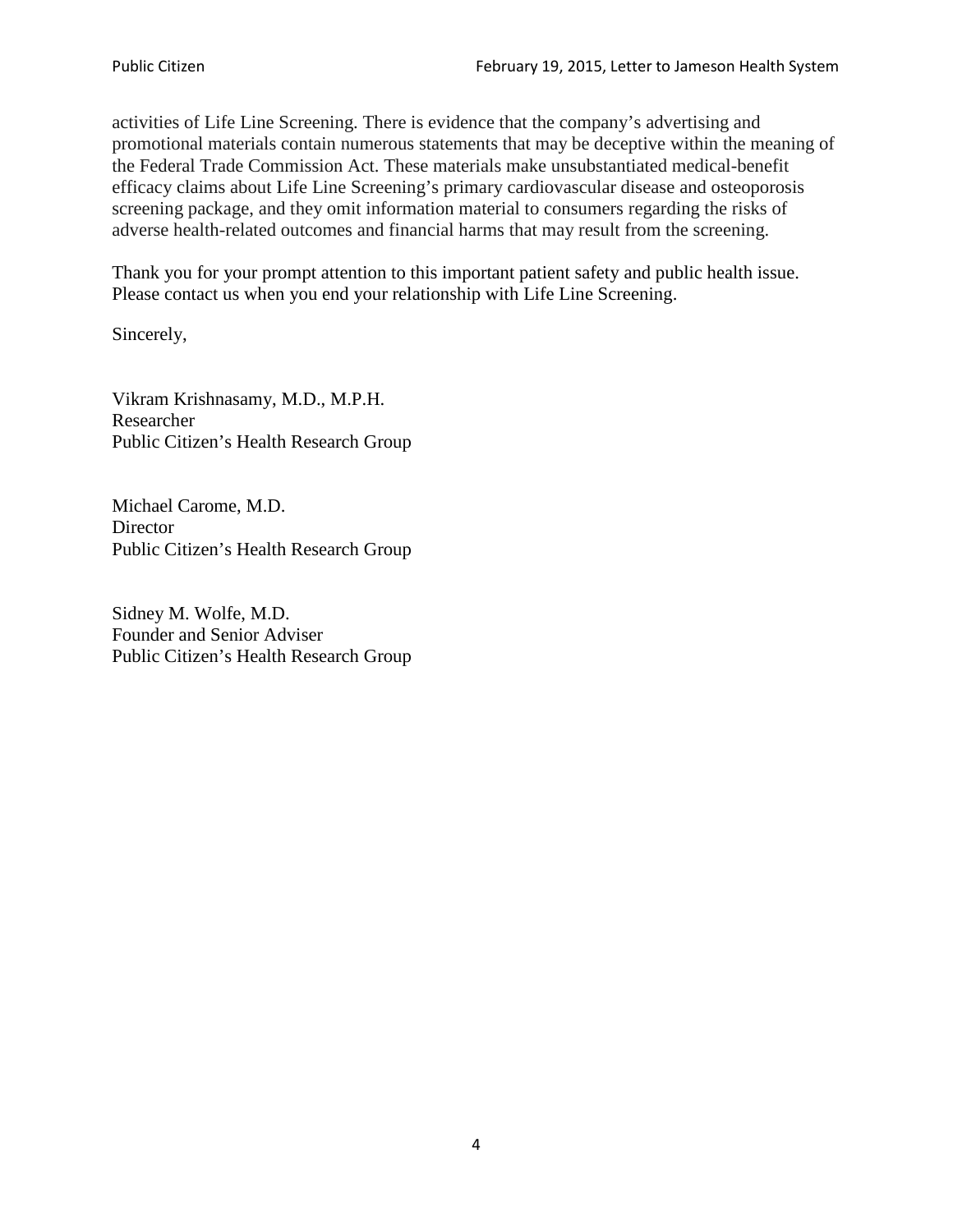activities of Life Line Screening. There is evidence that the company's advertising and promotional materials contain numerous statements that may be deceptive within the meaning of the Federal Trade Commission Act. These materials make unsubstantiated medical-benefit efficacy claims about Life Line Screening's primary cardiovascular disease and osteoporosis screening package, and they omit information material to consumers regarding the risks of adverse health-related outcomes and financial harms that may result from the screening.

Thank you for your prompt attention to this important patient safety and public health issue. Please contact us when you end your relationship with Life Line Screening.

Sincerely,

Vikram Krishnasamy, M.D., M.P.H.
Researcher
Public Citizen's Health Research Group

Michael Carome, M.D.
Director
Public Citizen's Health Research Group

Sidney M. Wolfe, M.D.
Founder and Senior Adviser
Public Citizen's Health Research Group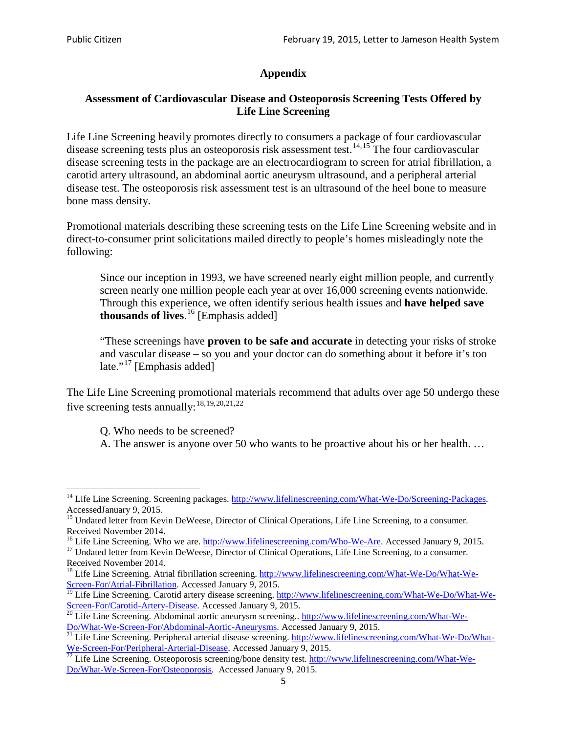## Appendix

### Assessment of Cardiovascular Disease and Osteoporosis Screening Tests Offered by Life Line Screening

Life Line Screening heavily promotes directly to consumers a package of four cardiovascular disease screening tests plus an osteoporosis risk assessment test.[14,15] The four cardiovascular disease screening tests in the package are an electrocardiogram to screen for atrial fibrillation, a carotid artery ultrasound, an abdominal aortic aneurysm ultrasound, and a peripheral arterial disease test. The osteoporosis risk assessment test is an ultrasound of the heel bone to measure bone mass density.

Promotional materials describing these screening tests on the Life Line Screening website and in direct-to-consumer print solicitations mailed directly to people's homes misleadingly note the following:

> Since our inception in 1993, we have screened nearly eight million people, and currently screen nearly one million people each year at over 16,000 screening events nationwide. Through this experience, we often identify serious health issues and **have helped save thousands of lives**.[16] [Emphasis added]
>
> "These screenings have **proven to be safe and accurate** in detecting your risks of stroke and vascular disease – so you and your doctor can do something about it before it's too late."[17] [Emphasis added]

The Life Line Screening promotional materials recommend that adults over age 50 undergo these five screening tests annually:[18,19,20,21,22]

> Q. Who needs to be screened?
> A. The answer is anyone over 50 who wants to be proactive about his or her health. …

---

[14] Life Line Screening. Screening packages. http://www.lifelinescreening.com/What-We-Do/Screening-Packages. AccessedJanuary 9, 2015.

[15] Undated letter from Kevin DeWeese, Director of Clinical Operations, Life Line Screening, to a consumer. Received November 2014.

[16] Life Line Screening. Who we are. http://www.lifelinescreening.com/Who-We-Are. Accessed January 9, 2015.

[17] Undated letter from Kevin DeWeese, Director of Clinical Operations, Life Line Screening, to a consumer. Received November 2014.

[18] Life Line Screening. Atrial fibrillation screening. http://www.lifelinescreening.com/What-We-Do/What-We-Screen-For/Atrial-Fibrillation. Accessed January 9, 2015.

[19] Life Line Screening. Carotid artery disease screening. http://www.lifelinescreening.com/What-We-Do/What-We-Screen-For/Carotid-Artery-Disease. Accessed January 9, 2015.

[20] Life Line Screening. Abdominal aortic aneurysm screening.. http://www.lifelinescreening.com/What-We-Do/What-We-Screen-For/Abdominal-Aortic-Aneurysms. Accessed January 9, 2015.

[21] Life Line Screening. Peripheral arterial disease screening. http://www.lifelinescreening.com/What-We-Do/What-We-Screen-For/Peripheral-Arterial-Disease. Accessed January 9, 2015.

[22] Life Line Screening. Osteoporosis screening/bone density test. http://www.lifelinescreening.com/What-We-Do/What-We-Screen-For/Osteoporosis. Accessed January 9, 2015.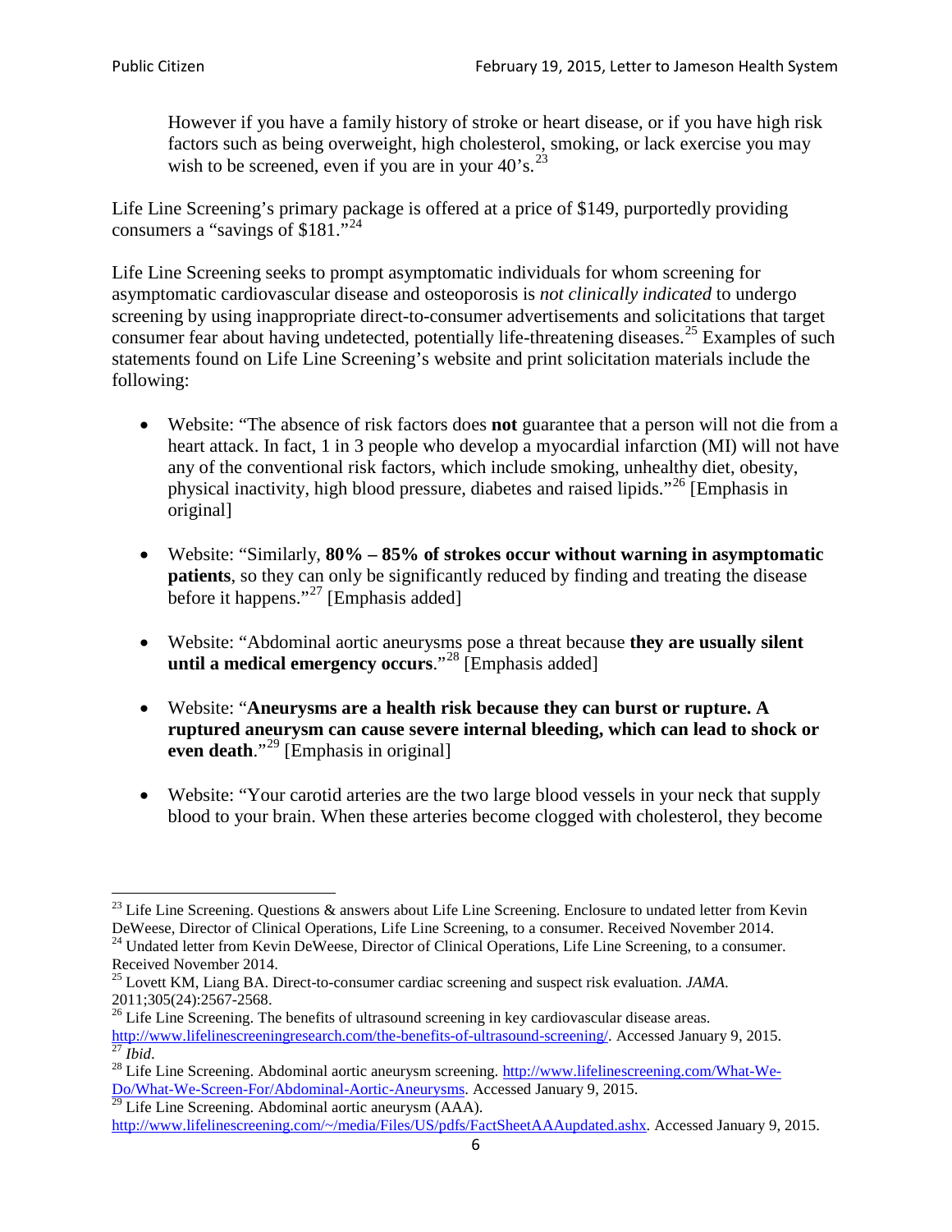> However if you have a family history of stroke or heart disease, or if you have high risk factors such as being overweight, high cholesterol, smoking, or lack exercise you may wish to be screened, even if you are in your 40's.[23]

Life Line Screening's primary package is offered at a price of $149, purportedly providing consumers a "savings of $181."[24]

Life Line Screening seeks to prompt asymptomatic individuals for whom screening for asymptomatic cardiovascular disease and osteoporosis is *not clinically indicated* to undergo screening by using inappropriate direct-to-consumer advertisements and solicitations that target consumer fear about having undetected, potentially life-threatening diseases.[25] Examples of such statements found on Life Line Screening's website and print solicitation materials include the following:

- Website: "The absence of risk factors does **not** guarantee that a person will not die from a heart attack. In fact, 1 in 3 people who develop a myocardial infarction (MI) will not have any of the conventional risk factors, which include smoking, unhealthy diet, obesity, physical inactivity, high blood pressure, diabetes and raised lipids."[26] [Emphasis in original]

- Website: "Similarly, **80% – 85% of strokes occur without warning in asymptomatic patients**, so they can only be significantly reduced by finding and treating the disease before it happens."[27] [Emphasis added]

- Website: "Abdominal aortic aneurysms pose a threat because **they are usually silent until a medical emergency occurs**."[28] [Emphasis added]

- Website: "**Aneurysms are a health risk because they can burst or rupture. A ruptured aneurysm can cause severe internal bleeding, which can lead to shock or even death**."[29] [Emphasis in original]

- Website: "Your carotid arteries are the two large blood vessels in your neck that supply blood to your brain. When these arteries become clogged with cholesterol, they become

---

[23] Life Line Screening. Questions & answers about Life Line Screening. Enclosure to undated letter from Kevin DeWeese, Director of Clinical Operations, Life Line Screening, to a consumer. Received November 2014.

[24] Undated letter from Kevin DeWeese, Director of Clinical Operations, Life Line Screening, to a consumer. Received November 2014.

[25] Lovett KM, Liang BA. Direct-to-consumer cardiac screening and suspect risk evaluation. *JAMA*. 2011;305(24):2567-2568.

[26] Life Line Screening. The benefits of ultrasound screening in key cardiovascular disease areas. http://www.lifelinescreeningresearch.com/the-benefits-of-ultrasound-screening/. Accessed January 9, 2015.

[27] *Ibid*.

[28] Life Line Screening. Abdominal aortic aneurysm screening. http://www.lifelinescreening.com/What-We-Do/What-We-Screen-For/Abdominal-Aortic-Aneurysms. Accessed January 9, 2015.

[29] Life Line Screening. Abdominal aortic aneurysm (AAA). http://www.lifelinescreening.com/~/media/Files/US/pdfs/FactSheetAAAupdated.ashx. Accessed January 9, 2015.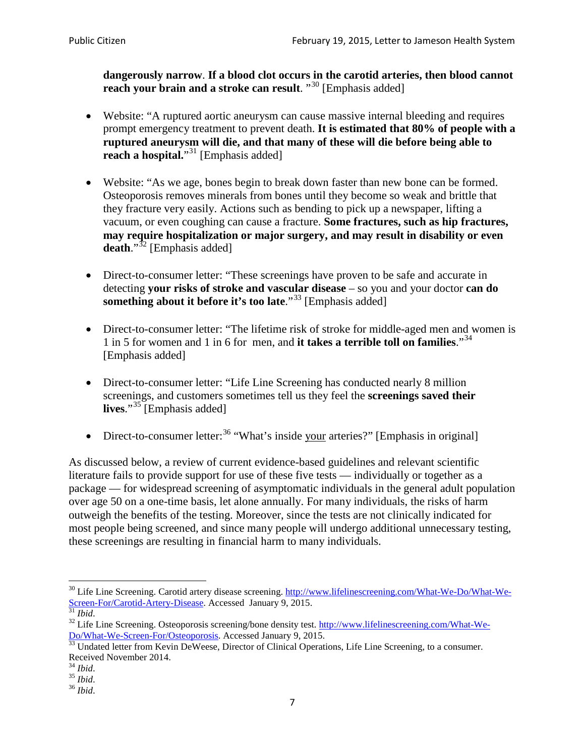**dangerously narrow**. **If a blood clot occurs in the carotid arteries, then blood cannot reach your brain and a stroke can result**. "[30] [Emphasis added]

- Website: "A ruptured aortic aneurysm can cause massive internal bleeding and requires prompt emergency treatment to prevent death. **It is estimated that 80% of people with a ruptured aneurysm will die, and that many of these will die before being able to reach a hospital.**"[31] [Emphasis added]

- Website: "As we age, bones begin to break down faster than new bone can be formed. Osteoporosis removes minerals from bones until they become so weak and brittle that they fracture very easily. Actions such as bending to pick up a newspaper, lifting a vacuum, or even coughing can cause a fracture. **Some fractures, such as hip fractures, may require hospitalization or major surgery, and may result in disability or even death**."[32] [Emphasis added]

- Direct-to-consumer letter: "These screenings have proven to be safe and accurate in detecting **your risks of stroke and vascular disease** – so you and your doctor **can do something about it before it's too late**."[33] [Emphasis added]

- Direct-to-consumer letter: "The lifetime risk of stroke for middle-aged men and women is 1 in 5 for women and 1 in 6 for men, and **it takes a terrible toll on families**."[34] [Emphasis added]

- Direct-to-consumer letter: "Life Line Screening has conducted nearly 8 million screenings, and customers sometimes tell us they feel the **screenings saved their lives**."[35] [Emphasis added]

- Direct-to-consumer letter:[36] "What's inside your arteries?" [Emphasis in original]

As discussed below, a review of current evidence-based guidelines and relevant scientific literature fails to provide support for use of these five tests — individually or together as a package — for widespread screening of asymptomatic individuals in the general adult population over age 50 on a one-time basis, let alone annually. For many individuals, the risks of harm outweigh the benefits of the testing. Moreover, since the tests are not clinically indicated for most people being screened, and since many people will undergo additional unnecessary testing, these screenings are resulting in financial harm to many individuals.

---

[30] Life Line Screening. Carotid artery disease screening. http://www.lifelinescreening.com/What-We-Do/What-We-Screen-For/Carotid-Artery-Disease. Accessed January 9, 2015.

[31] *Ibid*.

[32] Life Line Screening. Osteoporosis screening/bone density test. http://www.lifelinescreening.com/What-We-Do/What-We-Screen-For/Osteoporosis. Accessed January 9, 2015.

[33] Undated letter from Kevin DeWeese, Director of Clinical Operations, Life Line Screening, to a consumer. Received November 2014.

[34] *Ibid*.

[35] *Ibid*.

[36] *Ibid*.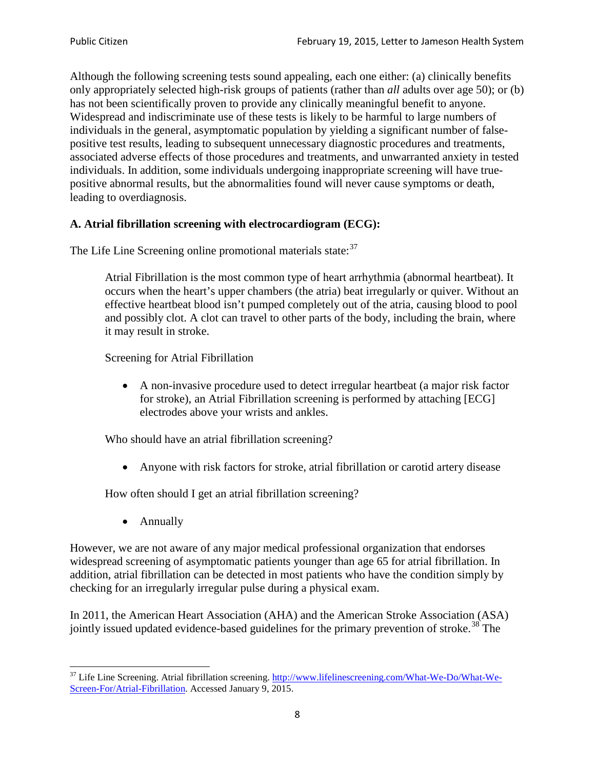Although the following screening tests sound appealing, each one either: (a) clinically benefits only appropriately selected high-risk groups of patients (rather than *all* adults over age 50); or (b) has not been scientifically proven to provide any clinically meaningful benefit to anyone. Widespread and indiscriminate use of these tests is likely to be harmful to large numbers of individuals in the general, asymptomatic population by yielding a significant number of false-positive test results, leading to subsequent unnecessary diagnostic procedures and treatments, associated adverse effects of those procedures and treatments, and unwarranted anxiety in tested individuals. In addition, some individuals undergoing inappropriate screening will have true-positive abnormal results, but the abnormalities found will never cause symptoms or death, leading to overdiagnosis.

**A. Atrial fibrillation screening with electrocardiogram (ECG):**

The Life Line Screening online promotional materials state:[37]

> Atrial Fibrillation is the most common type of heart arrhythmia (abnormal heartbeat). It occurs when the heart's upper chambers (the atria) beat irregularly or quiver. Without an effective heartbeat blood isn't pumped completely out of the atria, causing blood to pool and possibly clot. A clot can travel to other parts of the body, including the brain, where it may result in stroke.
>
> Screening for Atrial Fibrillation
>
> - A non-invasive procedure used to detect irregular heartbeat (a major risk factor for stroke), an Atrial Fibrillation screening is performed by attaching [ECG] electrodes above your wrists and ankles.
>
> Who should have an atrial fibrillation screening?
>
> - Anyone with risk factors for stroke, atrial fibrillation or carotid artery disease
>
> How often should I get an atrial fibrillation screening?
>
> - Annually

However, we are not aware of any major medical professional organization that endorses widespread screening of asymptomatic patients younger than age 65 for atrial fibrillation. In addition, atrial fibrillation can be detected in most patients who have the condition simply by checking for an irregularly irregular pulse during a physical exam.

In 2011, the American Heart Association (AHA) and the American Stroke Association (ASA) jointly issued updated evidence-based guidelines for the primary prevention of stroke.[38] The

---

[37] Life Line Screening. Atrial fibrillation screening. http://www.lifelinescreening.com/What-We-Do/What-We-Screen-For/Atrial-Fibrillation. Accessed January 9, 2015.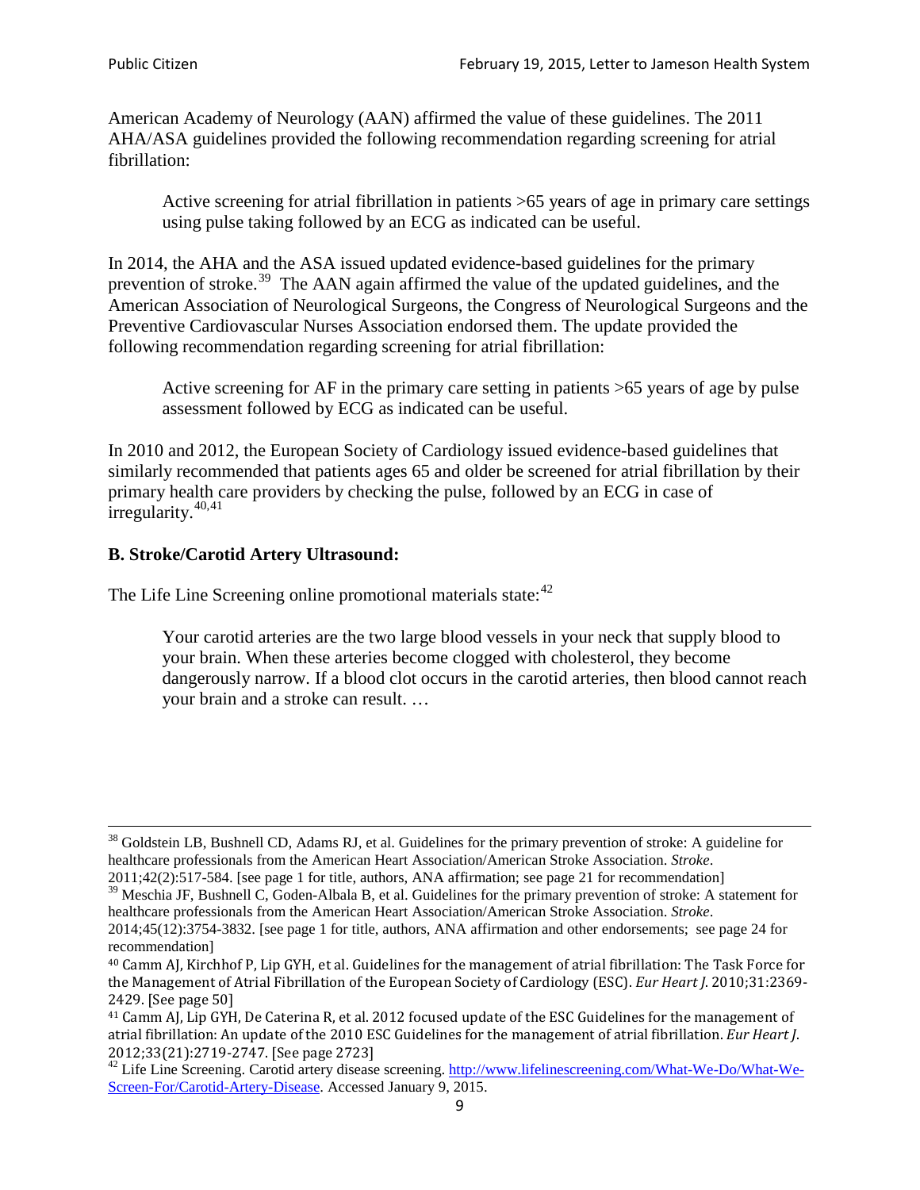American Academy of Neurology (AAN) affirmed the value of these guidelines. The 2011 AHA/ASA guidelines provided the following recommendation regarding screening for atrial fibrillation:

> Active screening for atrial fibrillation in patients >65 years of age in primary care settings using pulse taking followed by an ECG as indicated can be useful.

In 2014, the AHA and the ASA issued updated evidence-based guidelines for the primary prevention of stroke.[39] The AAN again affirmed the value of the updated guidelines, and the American Association of Neurological Surgeons, the Congress of Neurological Surgeons and the Preventive Cardiovascular Nurses Association endorsed them. The update provided the following recommendation regarding screening for atrial fibrillation:

> Active screening for AF in the primary care setting in patients >65 years of age by pulse assessment followed by ECG as indicated can be useful.

In 2010 and 2012, the European Society of Cardiology issued evidence-based guidelines that similarly recommended that patients ages 65 and older be screened for atrial fibrillation by their primary health care providers by checking the pulse, followed by an ECG in case of irregularity.[40,41]

## B. Stroke/Carotid Artery Ultrasound:

The Life Line Screening online promotional materials state:[42]

> Your carotid arteries are the two large blood vessels in your neck that supply blood to your brain. When these arteries become clogged with cholesterol, they become dangerously narrow. If a blood clot occurs in the carotid arteries, then blood cannot reach your brain and a stroke can result. …

---

[38] Goldstein LB, Bushnell CD, Adams RJ, et al. Guidelines for the primary prevention of stroke: A guideline for healthcare professionals from the American Heart Association/American Stroke Association. *Stroke*. 2011;42(2):517-584. [see page 1 for title, authors, ANA affirmation; see page 21 for recommendation]

[39] Meschia JF, Bushnell C, Goden-Albala B, et al. Guidelines for the primary prevention of stroke: A statement for healthcare professionals from the American Heart Association/American Stroke Association. *Stroke*. 2014;45(12):3754-3832. [see page 1 for title, authors, ANA affirmation and other endorsements; see page 24 for recommendation]

[40] Camm AJ, Kirchhof P, Lip GYH, et al. Guidelines for the management of atrial fibrillation: The Task Force for the Management of Atrial Fibrillation of the European Society of Cardiology (ESC). *Eur Heart J*. 2010;31:2369-2429. [See page 50]

[41] Camm AJ, Lip GYH, De Caterina R, et al. 2012 focused update of the ESC Guidelines for the management of atrial fibrillation: An update of the 2010 ESC Guidelines for the management of atrial fibrillation. *Eur Heart J*. 2012;33(21):2719-2747. [See page 2723]

[42] Life Line Screening. Carotid artery disease screening. http://www.lifelinescreening.com/What-We-Do/What-We-Screen-For/Carotid-Artery-Disease. Accessed January 9, 2015.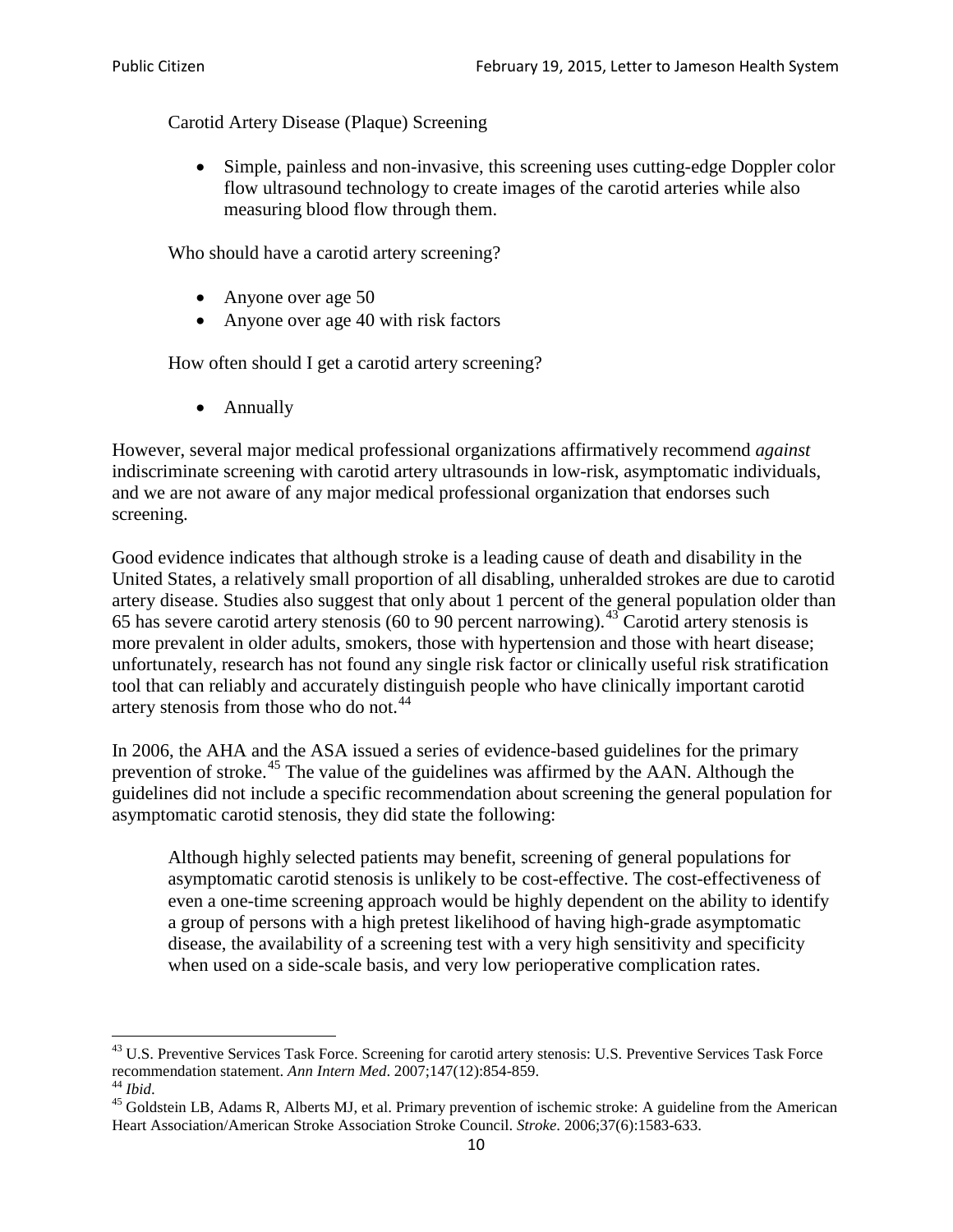Carotid Artery Disease (Plaque) Screening

- Simple, painless and non-invasive, this screening uses cutting-edge Doppler color flow ultrasound technology to create images of the carotid arteries while also measuring blood flow through them.

Who should have a carotid artery screening?

- Anyone over age 50
- Anyone over age 40 with risk factors

How often should I get a carotid artery screening?

- Annually

However, several major medical professional organizations affirmatively recommend *against* indiscriminate screening with carotid artery ultrasounds in low-risk, asymptomatic individuals, and we are not aware of any major medical professional organization that endorses such screening.

Good evidence indicates that although stroke is a leading cause of death and disability in the United States, a relatively small proportion of all disabling, unheralded strokes are due to carotid artery disease. Studies also suggest that only about 1 percent of the general population older than 65 has severe carotid artery stenosis (60 to 90 percent narrowing).[43] Carotid artery stenosis is more prevalent in older adults, smokers, those with hypertension and those with heart disease; unfortunately, research has not found any single risk factor or clinically useful risk stratification tool that can reliably and accurately distinguish people who have clinically important carotid artery stenosis from those who do not.[44]

In 2006, the AHA and the ASA issued a series of evidence-based guidelines for the primary prevention of stroke.[45] The value of the guidelines was affirmed by the AAN. Although the guidelines did not include a specific recommendation about screening the general population for asymptomatic carotid stenosis, they did state the following:

> Although highly selected patients may benefit, screening of general populations for asymptomatic carotid stenosis is unlikely to be cost-effective. The cost-effectiveness of even a one-time screening approach would be highly dependent on the ability to identify a group of persons with a high pretest likelihood of having high-grade asymptomatic disease, the availability of a screening test with a very high sensitivity and specificity when used on a side-scale basis, and very low perioperative complication rates.

[43] U.S. Preventive Services Task Force. Screening for carotid artery stenosis: U.S. Preventive Services Task Force recommendation statement. *Ann Intern Med*. 2007;147(12):854-859.

[44] *Ibid*.

[45] Goldstein LB, Adams R, Alberts MJ, et al. Primary prevention of ischemic stroke: A guideline from the American Heart Association/American Stroke Association Stroke Council. *Stroke*. 2006;37(6):1583-633.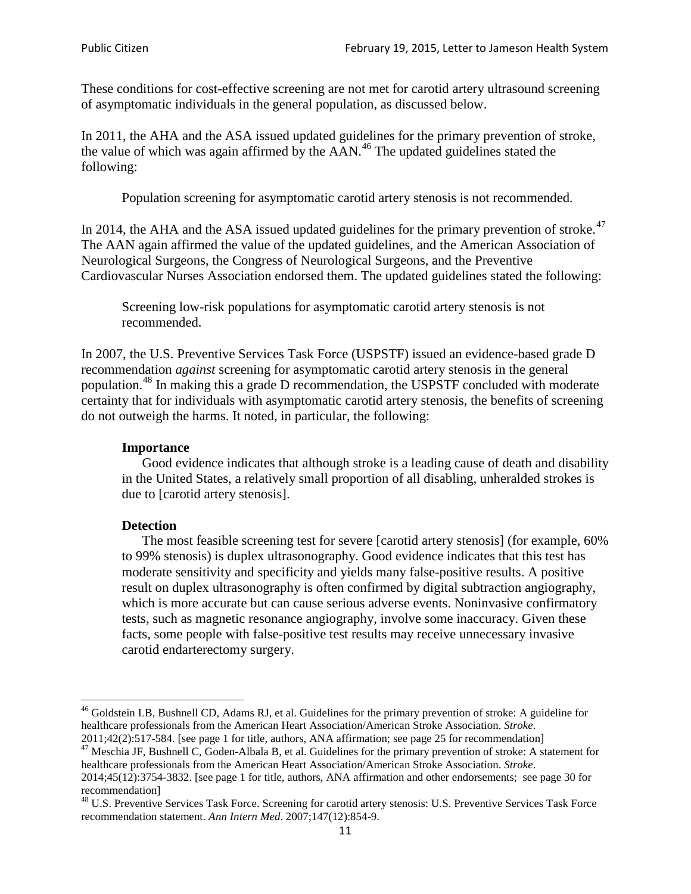These conditions for cost-effective screening are not met for carotid artery ultrasound screening of asymptomatic individuals in the general population, as discussed below.

In 2011, the AHA and the ASA issued updated guidelines for the primary prevention of stroke, the value of which was again affirmed by the AAN.[46] The updated guidelines stated the following:

> Population screening for asymptomatic carotid artery stenosis is not recommended.

In 2014, the AHA and the ASA issued updated guidelines for the primary prevention of stroke.[47] The AAN again affirmed the value of the updated guidelines, and the American Association of Neurological Surgeons, the Congress of Neurological Surgeons, and the Preventive Cardiovascular Nurses Association endorsed them. The updated guidelines stated the following:

> Screening low-risk populations for asymptomatic carotid artery stenosis is not recommended.

In 2007, the U.S. Preventive Services Task Force (USPSTF) issued an evidence-based grade D recommendation *against* screening for asymptomatic carotid artery stenosis in the general population.[48] In making this a grade D recommendation, the USPSTF concluded with moderate certainty that for individuals with asymptomatic carotid artery stenosis, the benefits of screening do not outweigh the harms. It noted, in particular, the following:

> **Importance**
>
> Good evidence indicates that although stroke is a leading cause of death and disability in the United States, a relatively small proportion of all disabling, unheralded strokes is due to [carotid artery stenosis].
>
> **Detection**
>
> The most feasible screening test for severe [carotid artery stenosis] (for example, 60% to 99% stenosis) is duplex ultrasonography. Good evidence indicates that this test has moderate sensitivity and specificity and yields many false-positive results. A positive result on duplex ultrasonography is often confirmed by digital subtraction angiography, which is more accurate but can cause serious adverse events. Noninvasive confirmatory tests, such as magnetic resonance angiography, involve some inaccuracy. Given these facts, some people with false-positive test results may receive unnecessary invasive carotid endarterectomy surgery.

---

[46] Goldstein LB, Bushnell CD, Adams RJ, et al. Guidelines for the primary prevention of stroke: A guideline for healthcare professionals from the American Heart Association/American Stroke Association. *Stroke*. 2011;42(2):517-584. [see page 1 for title, authors, ANA affirmation; see page 25 for recommendation]

[47] Meschia JF, Bushnell C, Goden-Albala B, et al. Guidelines for the primary prevention of stroke: A statement for healthcare professionals from the American Heart Association/American Stroke Association. *Stroke*. 2014;45(12):3754-3832. [see page 1 for title, authors, ANA affirmation and other endorsements; see page 30 for recommendation]

[48] U.S. Preventive Services Task Force. Screening for carotid artery stenosis: U.S. Preventive Services Task Force recommendation statement. *Ann Intern Med*. 2007;147(12):854-9.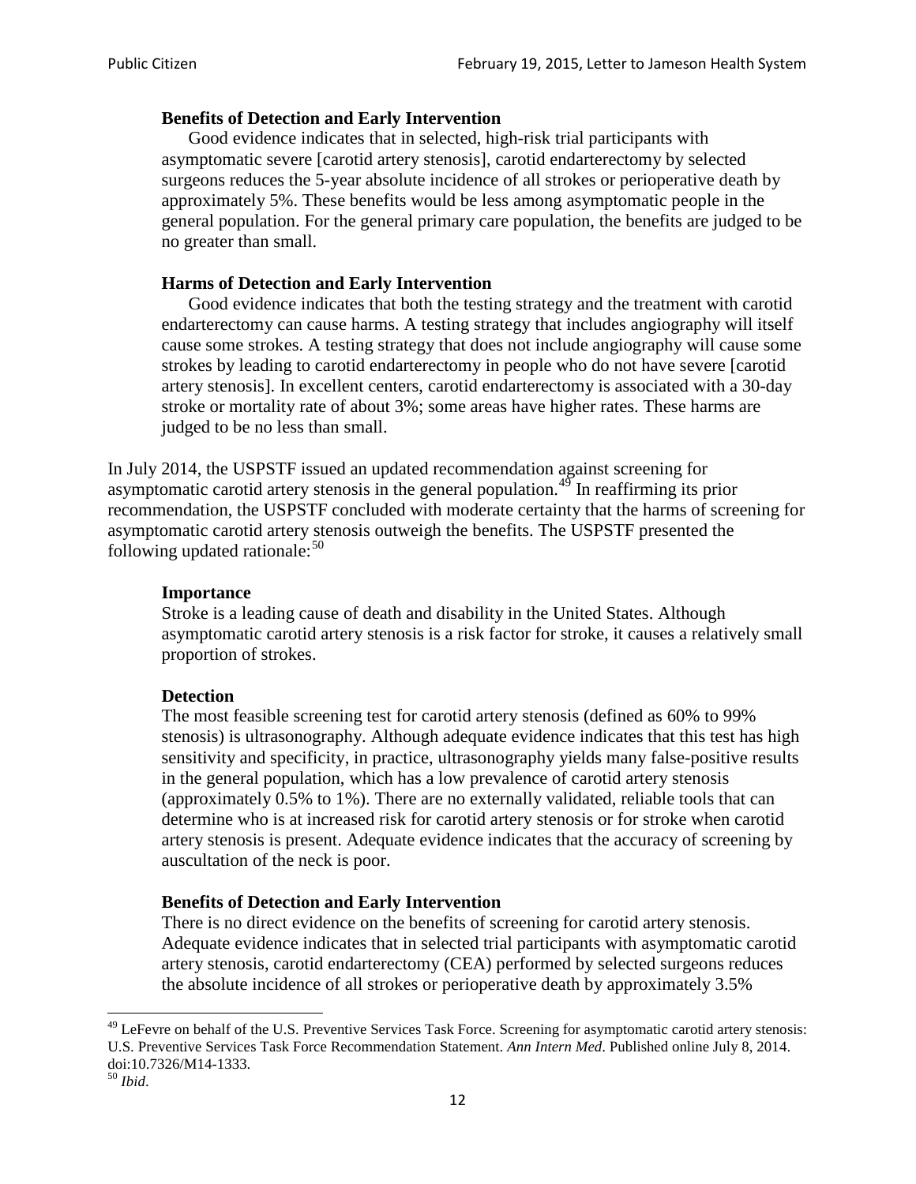> **Benefits of Detection and Early Intervention**
> Good evidence indicates that in selected, high-risk trial participants with asymptomatic severe [carotid artery stenosis], carotid endarterectomy by selected surgeons reduces the 5-year absolute incidence of all strokes or perioperative death by approximately 5%. These benefits would be less among asymptomatic people in the general population. For the general primary care population, the benefits are judged to be no greater than small.
>
> **Harms of Detection and Early Intervention**
> Good evidence indicates that both the testing strategy and the treatment with carotid endarterectomy can cause harms. A testing strategy that includes angiography will itself cause some strokes. A testing strategy that does not include angiography will cause some strokes by leading to carotid endarterectomy in people who do not have severe [carotid artery stenosis]. In excellent centers, carotid endarterectomy is associated with a 30-day stroke or mortality rate of about 3%; some areas have higher rates. These harms are judged to be no less than small.

In July 2014, the USPSTF issued an updated recommendation against screening for asymptomatic carotid artery stenosis in the general population.[49] In reaffirming its prior recommendation, the USPSTF concluded with moderate certainty that the harms of screening for asymptomatic carotid artery stenosis outweigh the benefits. The USPSTF presented the following updated rationale:[50]

> **Importance**
> Stroke is a leading cause of death and disability in the United States. Although asymptomatic carotid artery stenosis is a risk factor for stroke, it causes a relatively small proportion of strokes.
>
> **Detection**
> The most feasible screening test for carotid artery stenosis (defined as 60% to 99% stenosis) is ultrasonography. Although adequate evidence indicates that this test has high sensitivity and specificity, in practice, ultrasonography yields many false-positive results in the general population, which has a low prevalence of carotid artery stenosis (approximately 0.5% to 1%). There are no externally validated, reliable tools that can determine who is at increased risk for carotid artery stenosis or for stroke when carotid artery stenosis is present. Adequate evidence indicates that the accuracy of screening by auscultation of the neck is poor.
>
> **Benefits of Detection and Early Intervention**
> There is no direct evidence on the benefits of screening for carotid artery stenosis. Adequate evidence indicates that in selected trial participants with asymptomatic carotid artery stenosis, carotid endarterectomy (CEA) performed by selected surgeons reduces the absolute incidence of all strokes or perioperative death by approximately 3.5%

---

[49] LeFevre on behalf of the U.S. Preventive Services Task Force. Screening for asymptomatic carotid artery stenosis: U.S. Preventive Services Task Force Recommendation Statement. *Ann Intern Med*. Published online July 8, 2014. doi:10.7326/M14-1333.

[50] *Ibid*.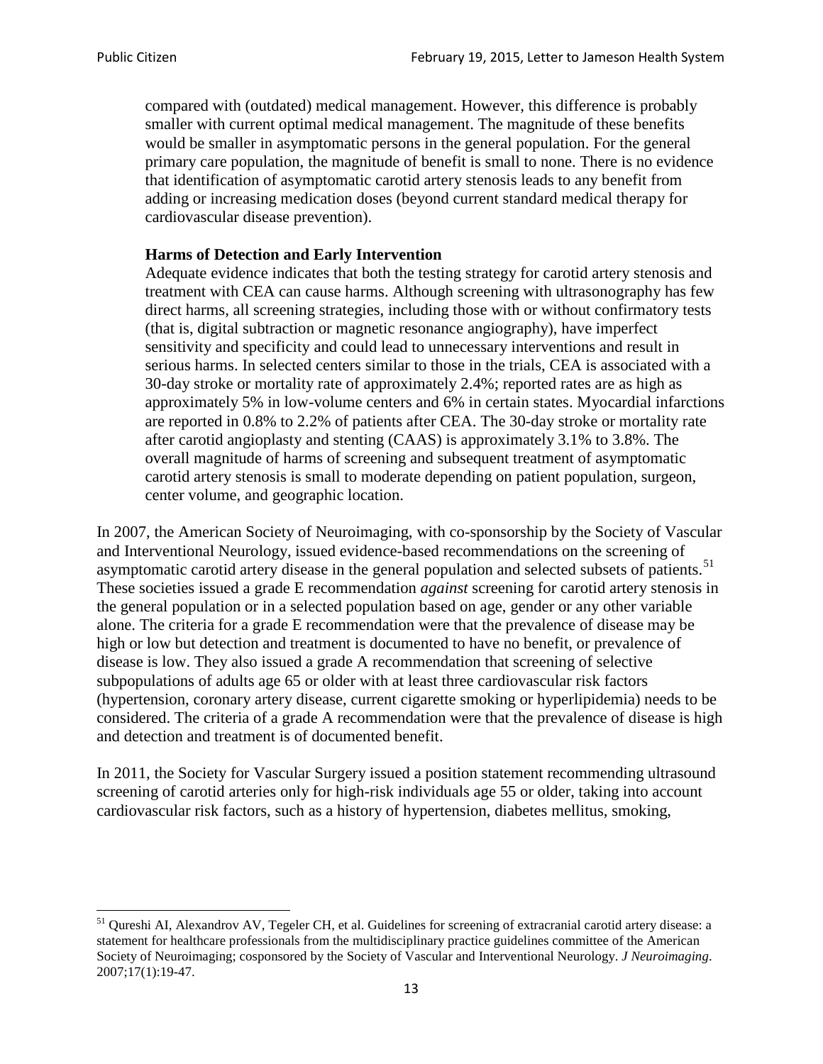> compared with (outdated) medical management. However, this difference is probably smaller with current optimal medical management. The magnitude of these benefits would be smaller in asymptomatic persons in the general population. For the general primary care population, the magnitude of benefit is small to none. There is no evidence that identification of asymptomatic carotid artery stenosis leads to any benefit from adding or increasing medication doses (beyond current standard medical therapy for cardiovascular disease prevention).
>
> **Harms of Detection and Early Intervention**
>
> Adequate evidence indicates that both the testing strategy for carotid artery stenosis and treatment with CEA can cause harms. Although screening with ultrasonography has few direct harms, all screening strategies, including those with or without confirmatory tests (that is, digital subtraction or magnetic resonance angiography), have imperfect sensitivity and specificity and could lead to unnecessary interventions and result in serious harms. In selected centers similar to those in the trials, CEA is associated with a 30-day stroke or mortality rate of approximately 2.4%; reported rates are as high as approximately 5% in low-volume centers and 6% in certain states. Myocardial infarctions are reported in 0.8% to 2.2% of patients after CEA. The 30-day stroke or mortality rate after carotid angioplasty and stenting (CAAS) is approximately 3.1% to 3.8%. The overall magnitude of harms of screening and subsequent treatment of asymptomatic carotid artery stenosis is small to moderate depending on patient population, surgeon, center volume, and geographic location.

In 2007, the American Society of Neuroimaging, with co-sponsorship by the Society of Vascular and Interventional Neurology, issued evidence-based recommendations on the screening of asymptomatic carotid artery disease in the general population and selected subsets of patients.[51] These societies issued a grade E recommendation *against* screening for carotid artery stenosis in the general population or in a selected population based on age, gender or any other variable alone. The criteria for a grade E recommendation were that the prevalence of disease may be high or low but detection and treatment is documented to have no benefit, or prevalence of disease is low. They also issued a grade A recommendation that screening of selective subpopulations of adults age 65 or older with at least three cardiovascular risk factors (hypertension, coronary artery disease, current cigarette smoking or hyperlipidemia) needs to be considered. The criteria of a grade A recommendation were that the prevalence of disease is high and detection and treatment is of documented benefit.

In 2011, the Society for Vascular Surgery issued a position statement recommending ultrasound screening of carotid arteries only for high-risk individuals age 55 or older, taking into account cardiovascular risk factors, such as a history of hypertension, diabetes mellitus, smoking,

---

[51] Qureshi AI, Alexandrov AV, Tegeler CH, et al. Guidelines for screening of extracranial carotid artery disease: a statement for healthcare professionals from the multidisciplinary practice guidelines committee of the American Society of Neuroimaging; cosponsored by the Society of Vascular and Interventional Neurology. *J Neuroimaging*. 2007;17(1):19-47.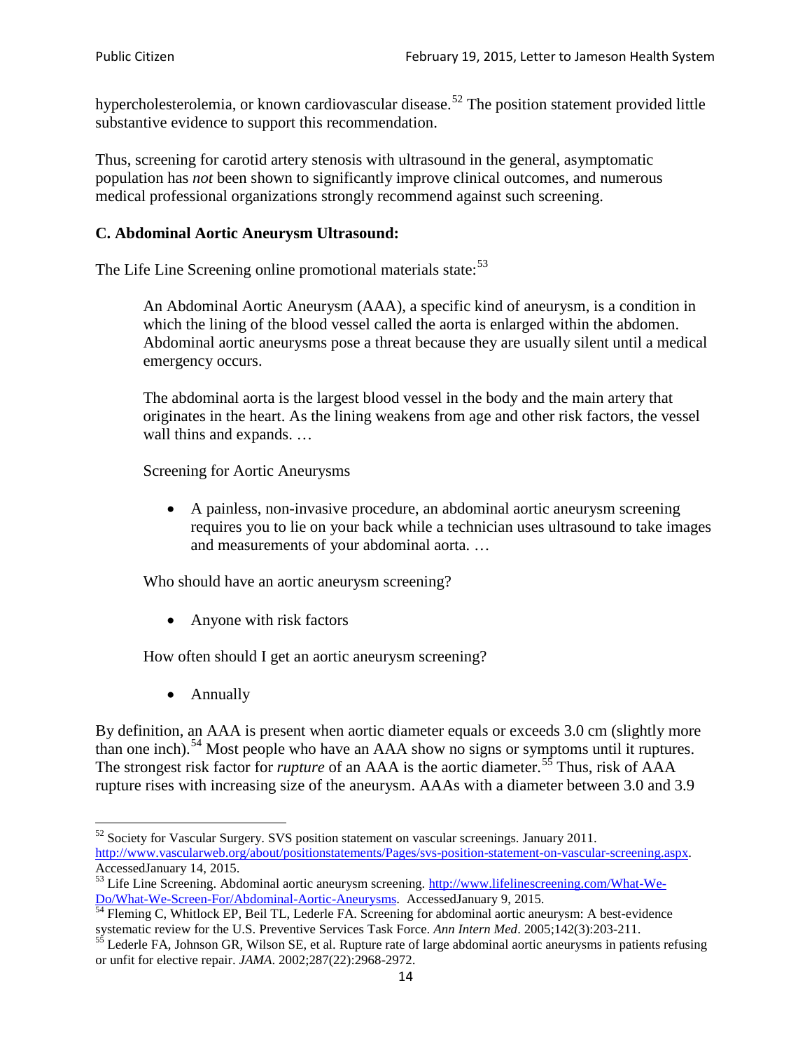hypercholesterolemia, or known cardiovascular disease.[52] The position statement provided little substantive evidence to support this recommendation.

Thus, screening for carotid artery stenosis with ultrasound in the general, asymptomatic population has *not* been shown to significantly improve clinical outcomes, and numerous medical professional organizations strongly recommend against such screening.

### C. Abdominal Aortic Aneurysm Ultrasound:

The Life Line Screening online promotional materials state:[53]

> An Abdominal Aortic Aneurysm (AAA), a specific kind of aneurysm, is a condition in which the lining of the blood vessel called the aorta is enlarged within the abdomen. Abdominal aortic aneurysms pose a threat because they are usually silent until a medical emergency occurs.
>
> The abdominal aorta is the largest blood vessel in the body and the main artery that originates in the heart. As the lining weakens from age and other risk factors, the vessel wall thins and expands. …
>
> Screening for Aortic Aneurysms
>
> - A painless, non-invasive procedure, an abdominal aortic aneurysm screening requires you to lie on your back while a technician uses ultrasound to take images and measurements of your abdominal aorta. …
>
> Who should have an aortic aneurysm screening?
>
> - Anyone with risk factors
>
> How often should I get an aortic aneurysm screening?
>
> - Annually

By definition, an AAA is present when aortic diameter equals or exceeds 3.0 cm (slightly more than one inch).[54] Most people who have an AAA show no signs or symptoms until it ruptures. The strongest risk factor for *rupture* of an AAA is the aortic diameter.[55] Thus, risk of AAA rupture rises with increasing size of the aneurysm. AAAs with a diameter between 3.0 and 3.9

---

[52] Society for Vascular Surgery. SVS position statement on vascular screenings. January 2011. http://www.vascularweb.org/about/positionstatements/Pages/svs-position-statement-on-vascular-screening.aspx. AccessedJanuary 14, 2015.

[53] Life Line Screening. Abdominal aortic aneurysm screening. http://www.lifelinescreening.com/What-We-Do/What-We-Screen-For/Abdominal-Aortic-Aneurysms. AccessedJanuary 9, 2015.

[54] Fleming C, Whitlock EP, Beil TL, Lederle FA. Screening for abdominal aortic aneurysm: A best-evidence systematic review for the U.S. Preventive Services Task Force. *Ann Intern Med*. 2005;142(3):203-211.

[55] Lederle FA, Johnson GR, Wilson SE, et al. Rupture rate of large abdominal aortic aneurysms in patients refusing or unfit for elective repair. *JAMA*. 2002;287(22):2968-2972.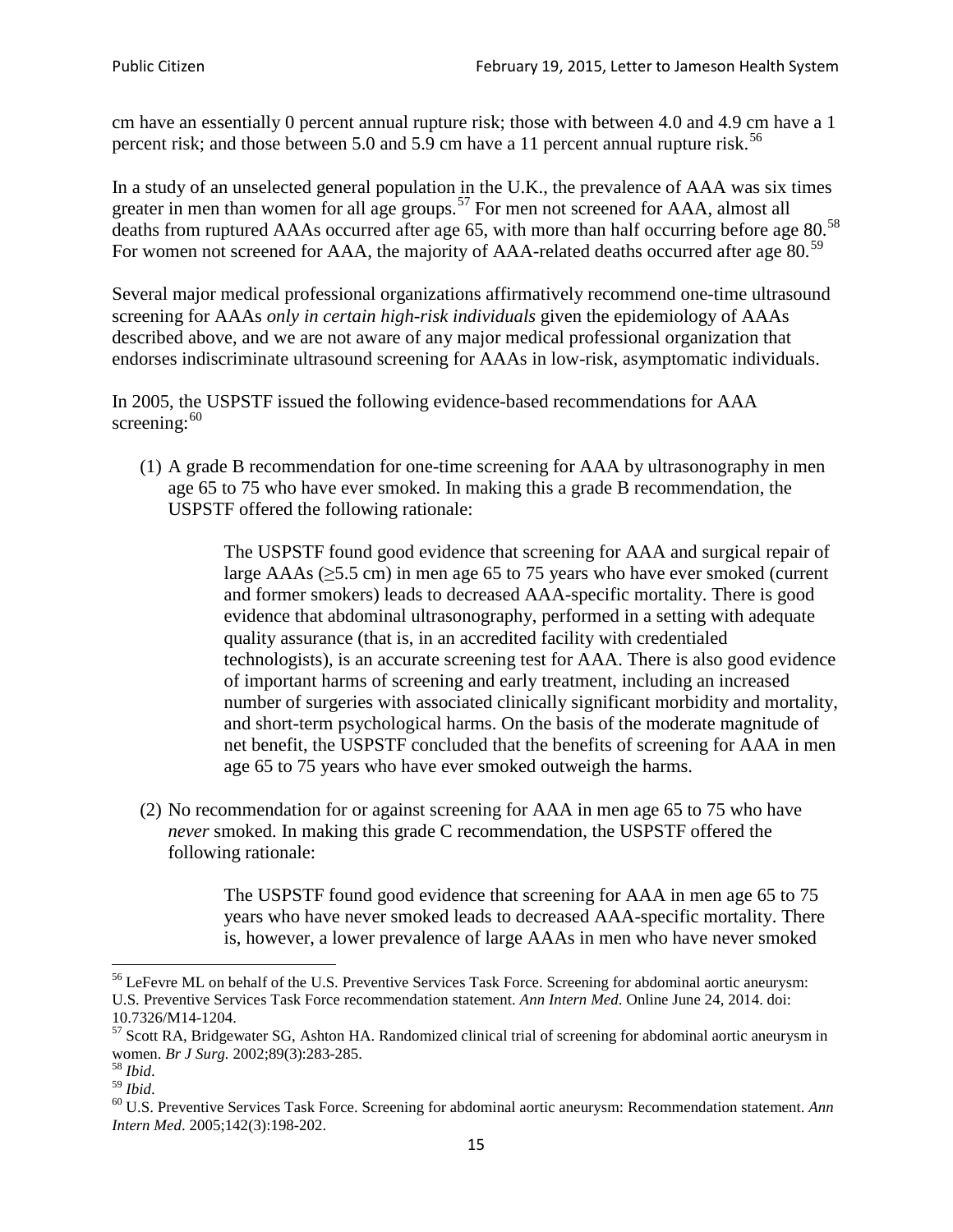cm have an essentially 0 percent annual rupture risk; those with between 4.0 and 4.9 cm have a 1 percent risk; and those between 5.0 and 5.9 cm have a 11 percent annual rupture risk.[56]

In a study of an unselected general population in the U.K., the prevalence of AAA was six times greater in men than women for all age groups.[57] For men not screened for AAA, almost all deaths from ruptured AAAs occurred after age 65, with more than half occurring before age 80.[58] For women not screened for AAA, the majority of AAA-related deaths occurred after age 80.[59]

Several major medical professional organizations affirmatively recommend one-time ultrasound screening for AAAs *only in certain high-risk individuals* given the epidemiology of AAAs described above, and we are not aware of any major medical professional organization that endorses indiscriminate ultrasound screening for AAAs in low-risk, asymptomatic individuals.

In 2005, the USPSTF issued the following evidence-based recommendations for AAA screening:[60]

(1) A grade B recommendation for one-time screening for AAA by ultrasonography in men age 65 to 75 who have ever smoked. In making this a grade B recommendation, the USPSTF offered the following rationale:

> The USPSTF found good evidence that screening for AAA and surgical repair of large AAAs (≥5.5 cm) in men age 65 to 75 years who have ever smoked (current and former smokers) leads to decreased AAA-specific mortality. There is good evidence that abdominal ultrasonography, performed in a setting with adequate quality assurance (that is, in an accredited facility with credentialed technologists), is an accurate screening test for AAA. There is also good evidence of important harms of screening and early treatment, including an increased number of surgeries with associated clinically significant morbidity and mortality, and short-term psychological harms. On the basis of the moderate magnitude of net benefit, the USPSTF concluded that the benefits of screening for AAA in men age 65 to 75 years who have ever smoked outweigh the harms.

(2) No recommendation for or against screening for AAA in men age 65 to 75 who have *never* smoked. In making this grade C recommendation, the USPSTF offered the following rationale:

> The USPSTF found good evidence that screening for AAA in men age 65 to 75 years who have never smoked leads to decreased AAA-specific mortality. There is, however, a lower prevalence of large AAAs in men who have never smoked

---

[56] LeFevre ML on behalf of the U.S. Preventive Services Task Force. Screening for abdominal aortic aneurysm: U.S. Preventive Services Task Force recommendation statement. *Ann Intern Med*. Online June 24, 2014. doi: 10.7326/M14-1204.

[57] Scott RA, Bridgewater SG, Ashton HA. Randomized clinical trial of screening for abdominal aortic aneurysm in women. *Br J Surg.* 2002;89(3):283-285.

[58] *Ibid*.

[59] *Ibid*.

[60] U.S. Preventive Services Task Force. Screening for abdominal aortic aneurysm: Recommendation statement. *Ann Intern Med*. 2005;142(3):198-202.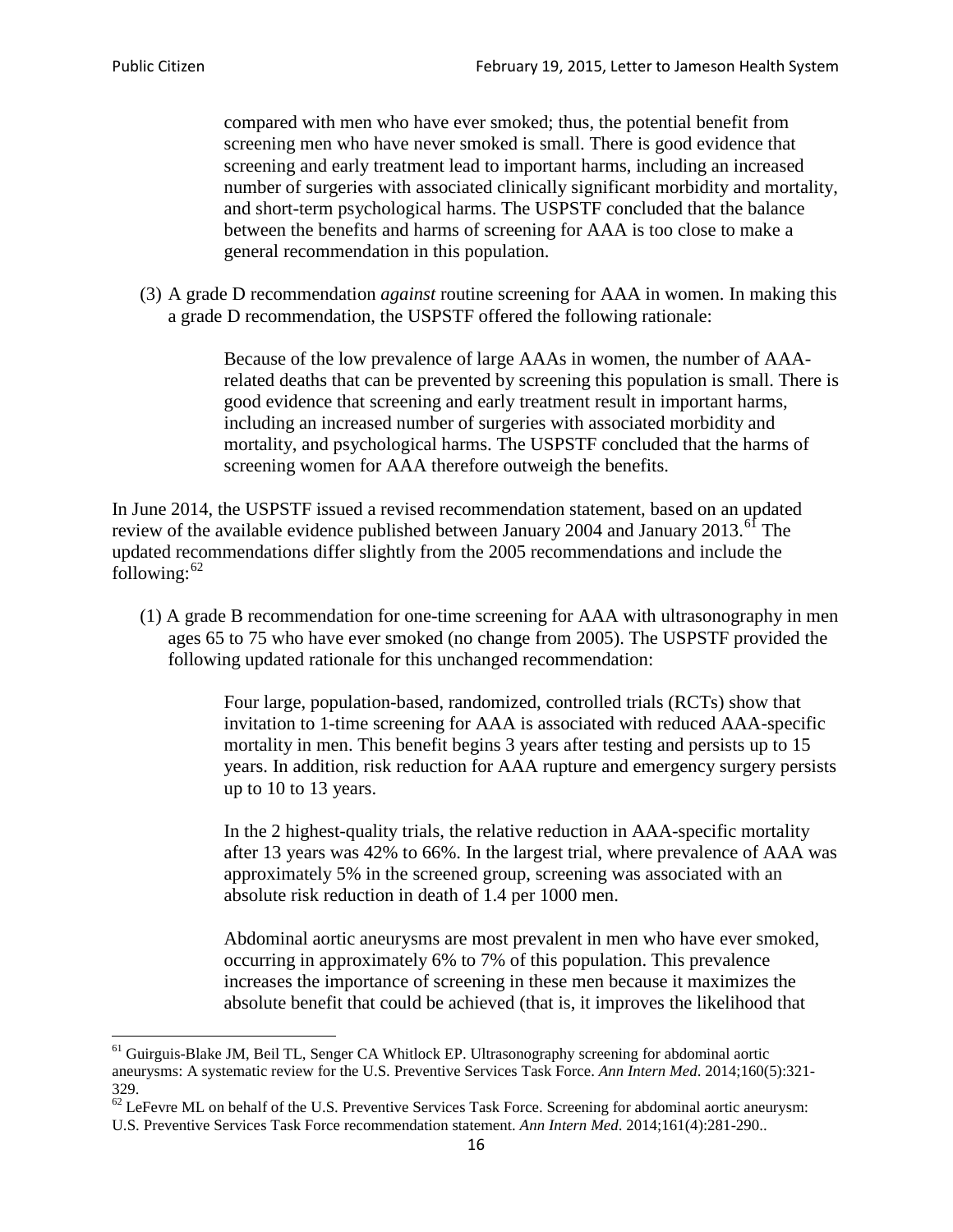> compared with men who have ever smoked; thus, the potential benefit from screening men who have never smoked is small. There is good evidence that screening and early treatment lead to important harms, including an increased number of surgeries with associated clinically significant morbidity and mortality, and short-term psychological harms. The USPSTF concluded that the balance between the benefits and harms of screening for AAA is too close to make a general recommendation in this population.

(3) A grade D recommendation *against* routine screening for AAA in women. In making this a grade D recommendation, the USPSTF offered the following rationale:

> Because of the low prevalence of large AAAs in women, the number of AAA-related deaths that can be prevented by screening this population is small. There is good evidence that screening and early treatment result in important harms, including an increased number of surgeries with associated morbidity and mortality, and psychological harms. The USPSTF concluded that the harms of screening women for AAA therefore outweigh the benefits.

In June 2014, the USPSTF issued a revised recommendation statement, based on an updated review of the available evidence published between January 2004 and January 2013.[61] The updated recommendations differ slightly from the 2005 recommendations and include the following:[62]

(1) A grade B recommendation for one-time screening for AAA with ultrasonography in men ages 65 to 75 who have ever smoked (no change from 2005). The USPSTF provided the following updated rationale for this unchanged recommendation:

> Four large, population-based, randomized, controlled trials (RCTs) show that invitation to 1-time screening for AAA is associated with reduced AAA-specific mortality in men. This benefit begins 3 years after testing and persists up to 15 years. In addition, risk reduction for AAA rupture and emergency surgery persists up to 10 to 13 years.
>
> In the 2 highest-quality trials, the relative reduction in AAA-specific mortality after 13 years was 42% to 66%. In the largest trial, where prevalence of AAA was approximately 5% in the screened group, screening was associated with an absolute risk reduction in death of 1.4 per 1000 men.
>
> Abdominal aortic aneurysms are most prevalent in men who have ever smoked, occurring in approximately 6% to 7% of this population. This prevalence increases the importance of screening in these men because it maximizes the absolute benefit that could be achieved (that is, it improves the likelihood that

---

[61] Guirguis-Blake JM, Beil TL, Senger CA Whitlock EP. Ultrasonography screening for abdominal aortic aneurysms: A systematic review for the U.S. Preventive Services Task Force. *Ann Intern Med*. 2014;160(5):321-329.

[62] LeFevre ML on behalf of the U.S. Preventive Services Task Force. Screening for abdominal aortic aneurysm: U.S. Preventive Services Task Force recommendation statement. *Ann Intern Med*. 2014;161(4):281-290..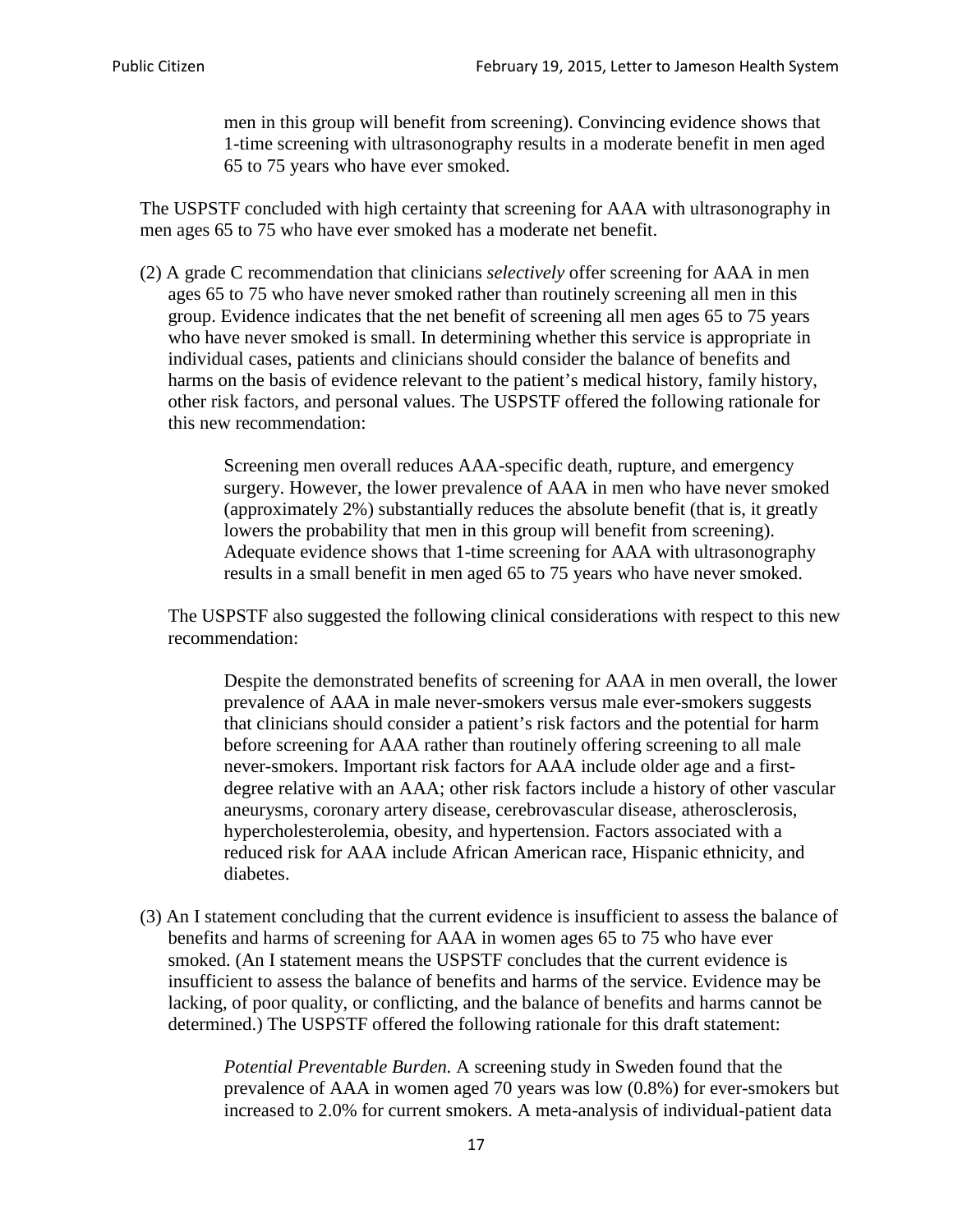> men in this group will benefit from screening). Convincing evidence shows that 1-time screening with ultrasonography results in a moderate benefit in men aged 65 to 75 years who have ever smoked.

The USPSTF concluded with high certainty that screening for AAA with ultrasonography in men ages 65 to 75 who have ever smoked has a moderate net benefit.

(2) A grade C recommendation that clinicians *selectively* offer screening for AAA in men ages 65 to 75 who have never smoked rather than routinely screening all men in this group. Evidence indicates that the net benefit of screening all men ages 65 to 75 years who have never smoked is small. In determining whether this service is appropriate in individual cases, patients and clinicians should consider the balance of benefits and harms on the basis of evidence relevant to the patient's medical history, family history, other risk factors, and personal values. The USPSTF offered the following rationale for this new recommendation:

> Screening men overall reduces AAA-specific death, rupture, and emergency surgery. However, the lower prevalence of AAA in men who have never smoked (approximately 2%) substantially reduces the absolute benefit (that is, it greatly lowers the probability that men in this group will benefit from screening). Adequate evidence shows that 1-time screening for AAA with ultrasonography results in a small benefit in men aged 65 to 75 years who have never smoked.

The USPSTF also suggested the following clinical considerations with respect to this new recommendation:

> Despite the demonstrated benefits of screening for AAA in men overall, the lower prevalence of AAA in male never-smokers versus male ever-smokers suggests that clinicians should consider a patient's risk factors and the potential for harm before screening for AAA rather than routinely offering screening to all male never-smokers. Important risk factors for AAA include older age and a first-degree relative with an AAA; other risk factors include a history of other vascular aneurysms, coronary artery disease, cerebrovascular disease, atherosclerosis, hypercholesterolemia, obesity, and hypertension. Factors associated with a reduced risk for AAA include African American race, Hispanic ethnicity, and diabetes.

(3) An I statement concluding that the current evidence is insufficient to assess the balance of benefits and harms of screening for AAA in women ages 65 to 75 who have ever smoked. (An I statement means the USPSTF concludes that the current evidence is insufficient to assess the balance of benefits and harms of the service. Evidence may be lacking, of poor quality, or conflicting, and the balance of benefits and harms cannot be determined.) The USPSTF offered the following rationale for this draft statement:

> *Potential Preventable Burden.* A screening study in Sweden found that the prevalence of AAA in women aged 70 years was low (0.8%) for ever-smokers but increased to 2.0% for current smokers. A meta-analysis of individual-patient data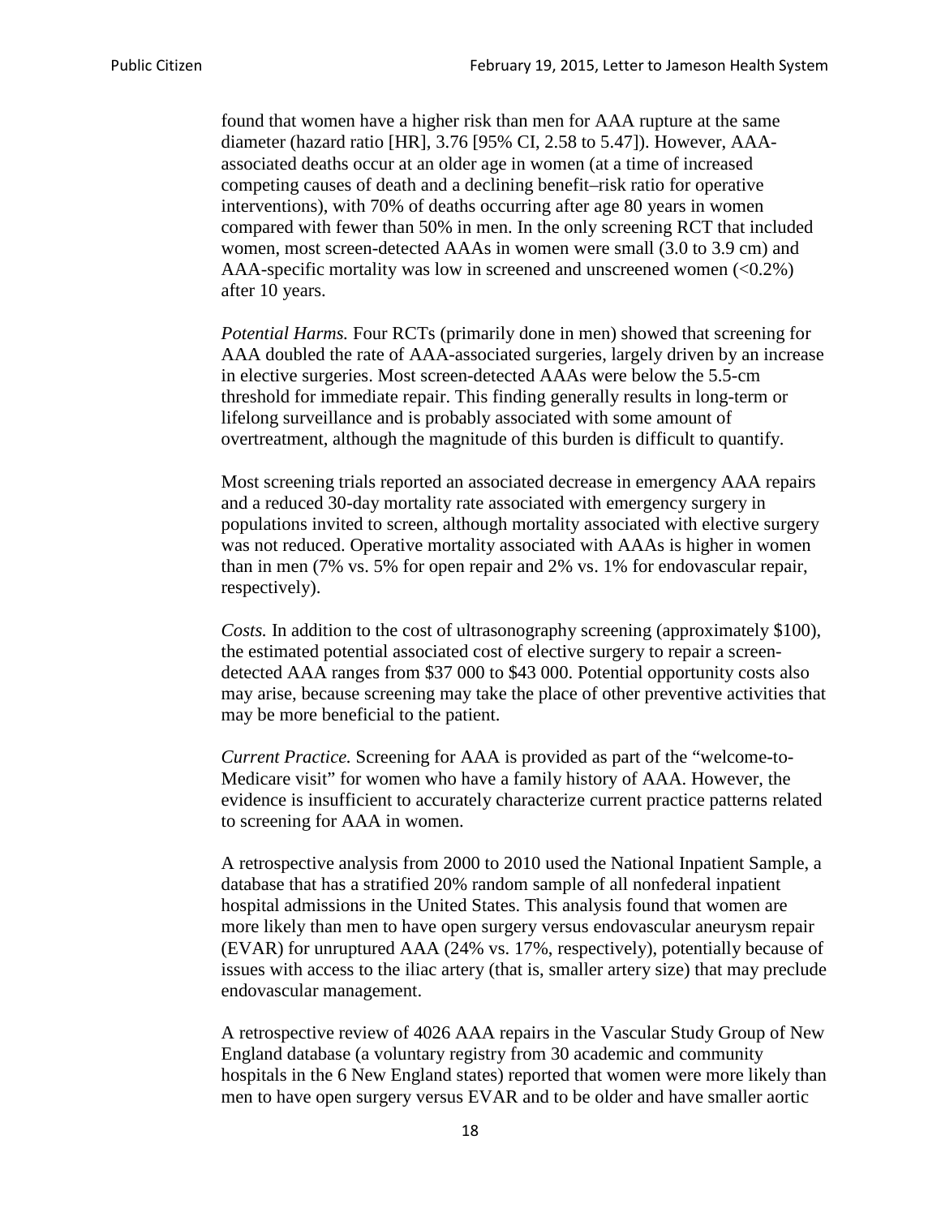found that women have a higher risk than men for AAA rupture at the same diameter (hazard ratio [HR], 3.76 [95% CI, 2.58 to 5.47]). However, AAA-associated deaths occur at an older age in women (at a time of increased competing causes of death and a declining benefit–risk ratio for operative interventions), with 70% of deaths occurring after age 80 years in women compared with fewer than 50% in men. In the only screening RCT that included women, most screen-detected AAAs in women were small (3.0 to 3.9 cm) and AAA-specific mortality was low in screened and unscreened women (<0.2%) after 10 years.

*Potential Harms.* Four RCTs (primarily done in men) showed that screening for AAA doubled the rate of AAA-associated surgeries, largely driven by an increase in elective surgeries. Most screen-detected AAAs were below the 5.5-cm threshold for immediate repair. This finding generally results in long-term or lifelong surveillance and is probably associated with some amount of overtreatment, although the magnitude of this burden is difficult to quantify.

Most screening trials reported an associated decrease in emergency AAA repairs and a reduced 30-day mortality rate associated with emergency surgery in populations invited to screen, although mortality associated with elective surgery was not reduced. Operative mortality associated with AAAs is higher in women than in men (7% vs. 5% for open repair and 2% vs. 1% for endovascular repair, respectively).

*Costs.* In addition to the cost of ultrasonography screening (approximately $100), the estimated potential associated cost of elective surgery to repair a screen-detected AAA ranges from $37 000 to $43 000. Potential opportunity costs also may arise, because screening may take the place of other preventive activities that may be more beneficial to the patient.

*Current Practice.* Screening for AAA is provided as part of the "welcome-to-Medicare visit" for women who have a family history of AAA. However, the evidence is insufficient to accurately characterize current practice patterns related to screening for AAA in women.

A retrospective analysis from 2000 to 2010 used the National Inpatient Sample, a database that has a stratified 20% random sample of all nonfederal inpatient hospital admissions in the United States. This analysis found that women are more likely than men to have open surgery versus endovascular aneurysm repair (EVAR) for unruptured AAA (24% vs. 17%, respectively), potentially because of issues with access to the iliac artery (that is, smaller artery size) that may preclude endovascular management.

A retrospective review of 4026 AAA repairs in the Vascular Study Group of New England database (a voluntary registry from 30 academic and community hospitals in the 6 New England states) reported that women were more likely than men to have open surgery versus EVAR and to be older and have smaller aortic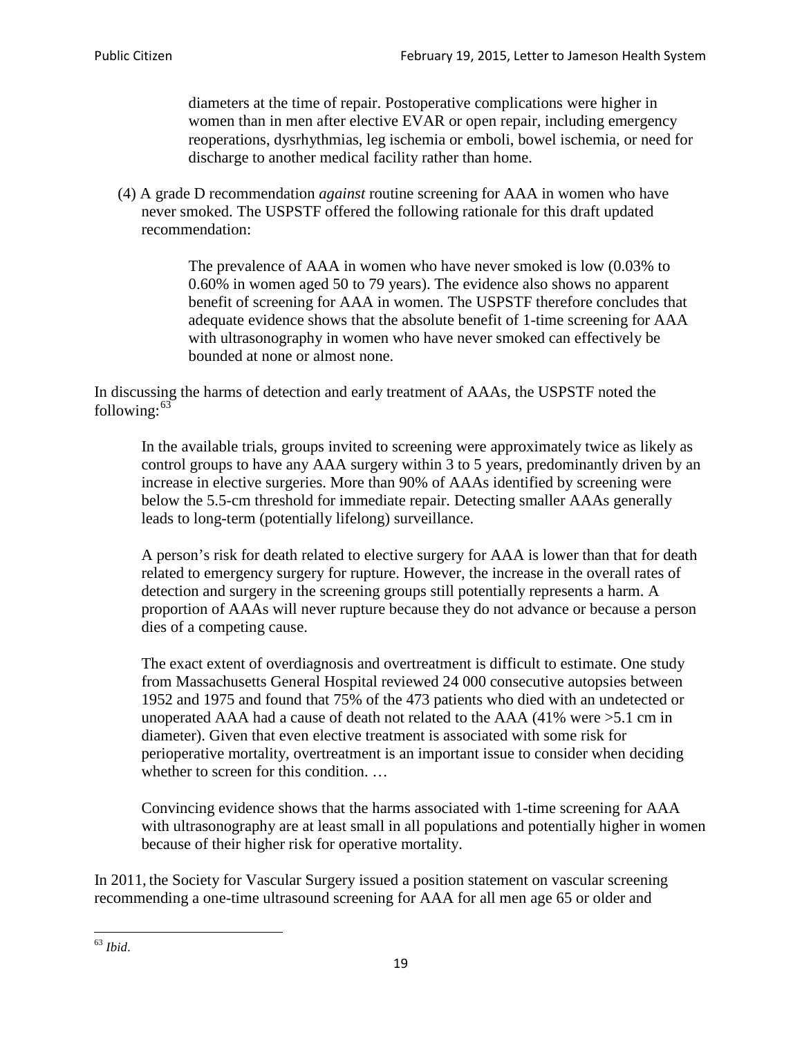> diameters at the time of repair. Postoperative complications were higher in women than in men after elective EVAR or open repair, including emergency reoperations, dysrhythmias, leg ischemia or emboli, bowel ischemia, or need for discharge to another medical facility rather than home.

(4) A grade D recommendation *against* routine screening for AAA in women who have never smoked. The USPSTF offered the following rationale for this draft updated recommendation:

> The prevalence of AAA in women who have never smoked is low (0.03% to 0.60% in women aged 50 to 79 years). The evidence also shows no apparent benefit of screening for AAA in women. The USPSTF therefore concludes that adequate evidence shows that the absolute benefit of 1-time screening for AAA with ultrasonography in women who have never smoked can effectively be bounded at none or almost none.

In discussing the harms of detection and early treatment of AAAs, the USPSTF noted the following:[63]

> In the available trials, groups invited to screening were approximately twice as likely as control groups to have any AAA surgery within 3 to 5 years, predominantly driven by an increase in elective surgeries. More than 90% of AAAs identified by screening were below the 5.5-cm threshold for immediate repair. Detecting smaller AAAs generally leads to long-term (potentially lifelong) surveillance.
>
> A person's risk for death related to elective surgery for AAA is lower than that for death related to emergency surgery for rupture. However, the increase in the overall rates of detection and surgery in the screening groups still potentially represents a harm. A proportion of AAAs will never rupture because they do not advance or because a person dies of a competing cause.
>
> The exact extent of overdiagnosis and overtreatment is difficult to estimate. One study from Massachusetts General Hospital reviewed 24 000 consecutive autopsies between 1952 and 1975 and found that 75% of the 473 patients who died with an undetected or unoperated AAA had a cause of death not related to the AAA (41% were >5.1 cm in diameter). Given that even elective treatment is associated with some risk for perioperative mortality, overtreatment is an important issue to consider when deciding whether to screen for this condition. …
>
> Convincing evidence shows that the harms associated with 1-time screening for AAA with ultrasonography are at least small in all populations and potentially higher in women because of their higher risk for operative mortality.

In 2011, the Society for Vascular Surgery issued a position statement on vascular screening recommending a one-time ultrasound screening for AAA for all men age 65 or older and

[63] *Ibid*.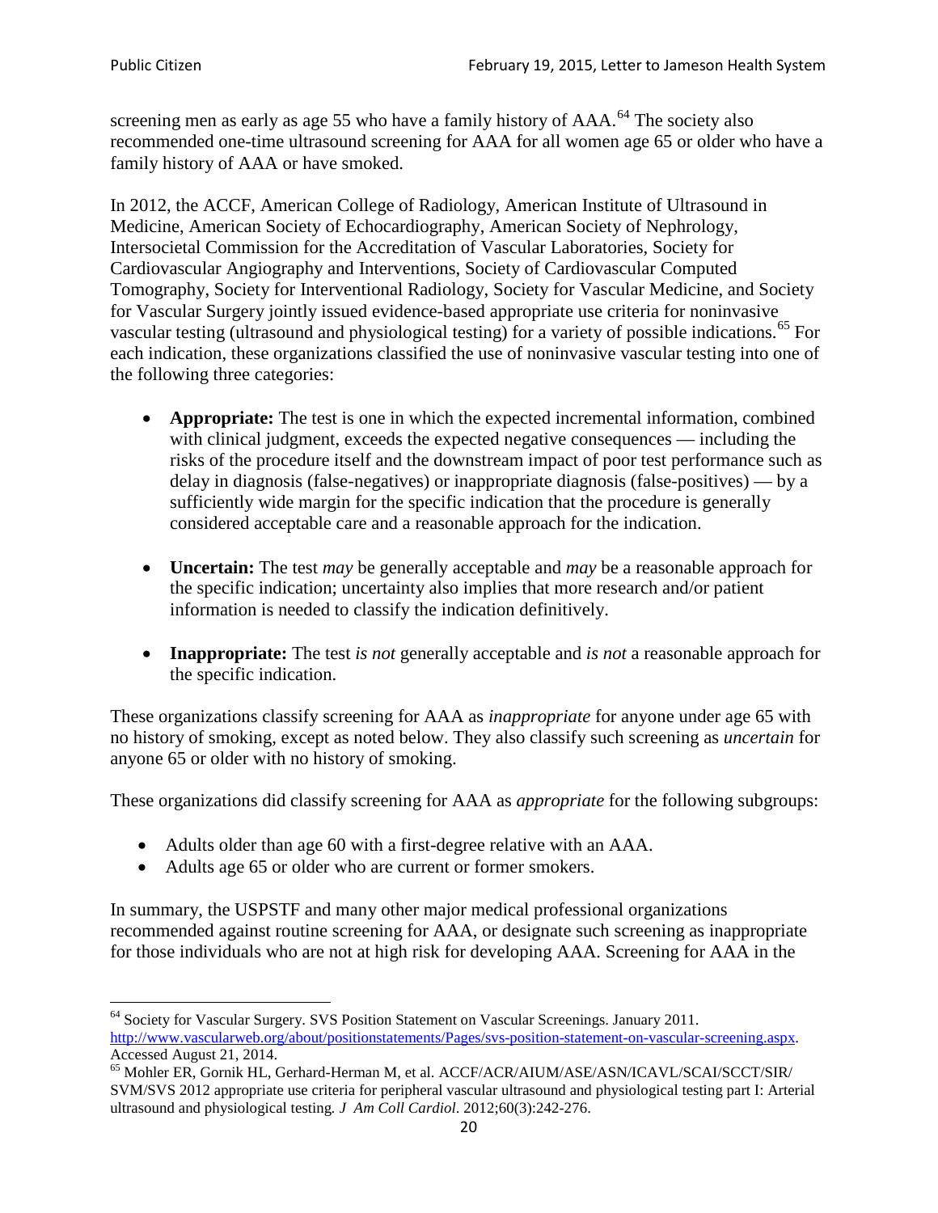screening men as early as age 55 who have a family history of AAA.[64] The society also recommended one-time ultrasound screening for AAA for all women age 65 or older who have a family history of AAA or have smoked.

In 2012, the ACCF, American College of Radiology, American Institute of Ultrasound in Medicine, American Society of Echocardiography, American Society of Nephrology, Intersocietal Commission for the Accreditation of Vascular Laboratories, Society for Cardiovascular Angiography and Interventions, Society of Cardiovascular Computed Tomography, Society for Interventional Radiology, Society for Vascular Medicine, and Society for Vascular Surgery jointly issued evidence-based appropriate use criteria for noninvasive vascular testing (ultrasound and physiological testing) for a variety of possible indications.[65] For each indication, these organizations classified the use of noninvasive vascular testing into one of the following three categories:

- **Appropriate:** The test is one in which the expected incremental information, combined with clinical judgment, exceeds the expected negative consequences — including the risks of the procedure itself and the downstream impact of poor test performance such as delay in diagnosis (false-negatives) or inappropriate diagnosis (false-positives) — by a sufficiently wide margin for the specific indication that the procedure is generally considered acceptable care and a reasonable approach for the indication.

- **Uncertain:** The test *may* be generally acceptable and *may* be a reasonable approach for the specific indication; uncertainty also implies that more research and/or patient information is needed to classify the indication definitively.

- **Inappropriate:** The test *is not* generally acceptable and *is not* a reasonable approach for the specific indication.

These organizations classify screening for AAA as *inappropriate* for anyone under age 65 with no history of smoking, except as noted below. They also classify such screening as *uncertain* for anyone 65 or older with no history of smoking.

These organizations did classify screening for AAA as *appropriate* for the following subgroups:

- Adults older than age 60 with a first-degree relative with an AAA.
- Adults age 65 or older who are current or former smokers.

In summary, the USPSTF and many other major medical professional organizations recommended against routine screening for AAA, or designate such screening as inappropriate for those individuals who are not at high risk for developing AAA. Screening for AAA in the

---

[64] Society for Vascular Surgery. SVS Position Statement on Vascular Screenings. January 2011. http://www.vascularweb.org/about/positionstatements/Pages/svs-position-statement-on-vascular-screening.aspx. Accessed August 21, 2014.

[65] Mohler ER, Gornik HL, Gerhard-Herman M, et al. ACCF/ACR/AIUM/ASE/ASN/ICAVL/SCAI/SCCT/SIR/SVM/SVS 2012 appropriate use criteria for peripheral vascular ultrasound and physiological testing part I: Arterial ultrasound and physiological testing. *J Am Coll Cardiol*. 2012;60(3):242-276.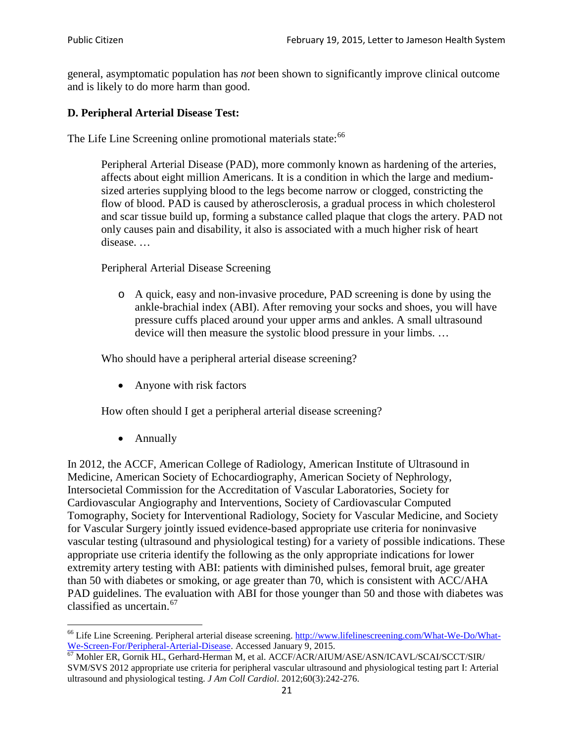general, asymptomatic population has *not* been shown to significantly improve clinical outcome and is likely to do more harm than good.

**D. Peripheral Arterial Disease Test:**

The Life Line Screening online promotional materials state:[66]

> Peripheral Arterial Disease (PAD), more commonly known as hardening of the arteries, affects about eight million Americans. It is a condition in which the large and medium-sized arteries supplying blood to the legs become narrow or clogged, constricting the flow of blood. PAD is caused by atherosclerosis, a gradual process in which cholesterol and scar tissue build up, forming a substance called plaque that clogs the artery. PAD not only causes pain and disability, it also is associated with a much higher risk of heart disease. …
>
> Peripheral Arterial Disease Screening
>
> - A quick, easy and non-invasive procedure, PAD screening is done by using the ankle-brachial index (ABI). After removing your socks and shoes, you will have pressure cuffs placed around your upper arms and ankles. A small ultrasound device will then measure the systolic blood pressure in your limbs. …
>
> Who should have a peripheral arterial disease screening?
>
> - Anyone with risk factors
>
> How often should I get a peripheral arterial disease screening?
>
> - Annually

In 2012, the ACCF, American College of Radiology, American Institute of Ultrasound in Medicine, American Society of Echocardiography, American Society of Nephrology, Intersocietal Commission for the Accreditation of Vascular Laboratories, Society for Cardiovascular Angiography and Interventions, Society of Cardiovascular Computed Tomography, Society for Interventional Radiology, Society for Vascular Medicine, and Society for Vascular Surgery jointly issued evidence-based appropriate use criteria for noninvasive vascular testing (ultrasound and physiological testing) for a variety of possible indications. These appropriate use criteria identify the following as the only appropriate indications for lower extremity artery testing with ABI: patients with diminished pulses, femoral bruit, age greater than 50 with diabetes or smoking, or age greater than 70, which is consistent with ACC/AHA PAD guidelines. The evaluation with ABI for those younger than 50 and those with diabetes was classified as uncertain.[67]

---

[66] Life Line Screening. Peripheral arterial disease screening. http://www.lifelinescreening.com/What-We-Do/What-We-Screen-For/Peripheral-Arterial-Disease. Accessed January 9, 2015.

[67] Mohler ER, Gornik HL, Gerhard-Herman M, et al. ACCF/ACR/AIUM/ASE/ASN/ICAVL/SCAI/SCCT/SIR/SVM/SVS 2012 appropriate use criteria for peripheral vascular ultrasound and physiological testing part I: Arterial ultrasound and physiological testing. *J Am Coll Cardiol*. 2012;60(3):242-276.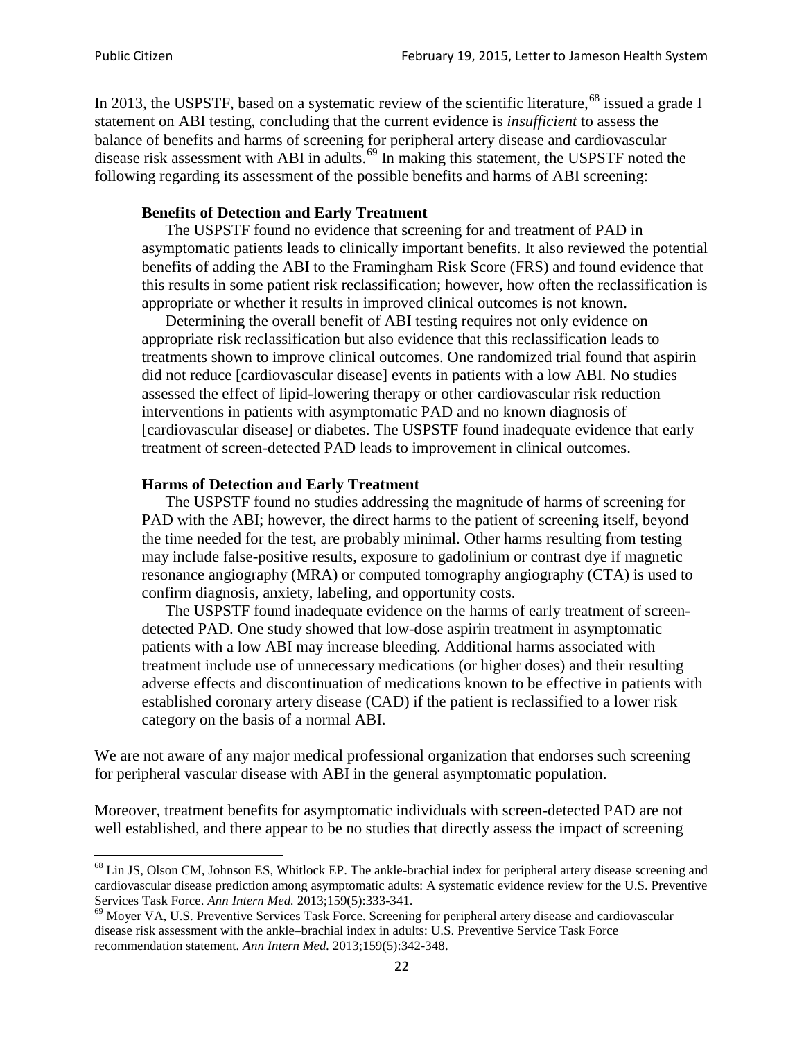In 2013, the USPSTF, based on a systematic review of the scientific literature,[68] issued a grade I statement on ABI testing, concluding that the current evidence is *insufficient* to assess the balance of benefits and harms of screening for peripheral artery disease and cardiovascular disease risk assessment with ABI in adults.[69] In making this statement, the USPSTF noted the following regarding its assessment of the possible benefits and harms of ABI screening:

> **Benefits of Detection and Early Treatment**
>
> The USPSTF found no evidence that screening for and treatment of PAD in asymptomatic patients leads to clinically important benefits. It also reviewed the potential benefits of adding the ABI to the Framingham Risk Score (FRS) and found evidence that this results in some patient risk reclassification; however, how often the reclassification is appropriate or whether it results in improved clinical outcomes is not known.
>
> Determining the overall benefit of ABI testing requires not only evidence on appropriate risk reclassification but also evidence that this reclassification leads to treatments shown to improve clinical outcomes. One randomized trial found that aspirin did not reduce [cardiovascular disease] events in patients with a low ABI. No studies assessed the effect of lipid-lowering therapy or other cardiovascular risk reduction interventions in patients with asymptomatic PAD and no known diagnosis of [cardiovascular disease] or diabetes. The USPSTF found inadequate evidence that early treatment of screen-detected PAD leads to improvement in clinical outcomes.
>
> **Harms of Detection and Early Treatment**
>
> The USPSTF found no studies addressing the magnitude of harms of screening for PAD with the ABI; however, the direct harms to the patient of screening itself, beyond the time needed for the test, are probably minimal. Other harms resulting from testing may include false-positive results, exposure to gadolinium or contrast dye if magnetic resonance angiography (MRA) or computed tomography angiography (CTA) is used to confirm diagnosis, anxiety, labeling, and opportunity costs.
>
> The USPSTF found inadequate evidence on the harms of early treatment of screen-detected PAD. One study showed that low-dose aspirin treatment in asymptomatic patients with a low ABI may increase bleeding. Additional harms associated with treatment include use of unnecessary medications (or higher doses) and their resulting adverse effects and discontinuation of medications known to be effective in patients with established coronary artery disease (CAD) if the patient is reclassified to a lower risk category on the basis of a normal ABI.

We are not aware of any major medical professional organization that endorses such screening for peripheral vascular disease with ABI in the general asymptomatic population.

Moreover, treatment benefits for asymptomatic individuals with screen-detected PAD are not well established, and there appear to be no studies that directly assess the impact of screening

---

[68] Lin JS, Olson CM, Johnson ES, Whitlock EP. The ankle-brachial index for peripheral artery disease screening and cardiovascular disease prediction among asymptomatic adults: A systematic evidence review for the U.S. Preventive Services Task Force. *Ann Intern Med.* 2013;159(5):333-341.

[69] Moyer VA, U.S. Preventive Services Task Force. Screening for peripheral artery disease and cardiovascular disease risk assessment with the ankle–brachial index in adults: U.S. Preventive Service Task Force recommendation statement. *Ann Intern Med.* 2013;159(5):342-348.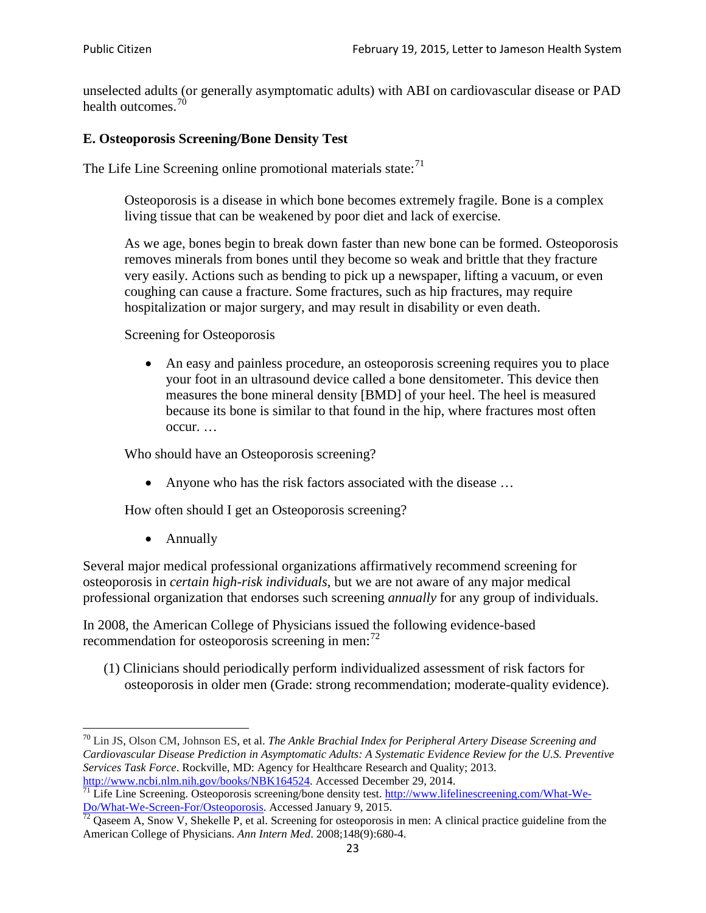unselected adults (or generally asymptomatic adults) with ABI on cardiovascular disease or PAD health outcomes.[70]

### E. Osteoporosis Screening/Bone Density Test

The Life Line Screening online promotional materials state:[71]

> Osteoporosis is a disease in which bone becomes extremely fragile. Bone is a complex living tissue that can be weakened by poor diet and lack of exercise.
>
> As we age, bones begin to break down faster than new bone can be formed. Osteoporosis removes minerals from bones until they become so weak and brittle that they fracture very easily. Actions such as bending to pick up a newspaper, lifting a vacuum, or even coughing can cause a fracture. Some fractures, such as hip fractures, may require hospitalization or major surgery, and may result in disability or even death.
>
> Screening for Osteoporosis
>
> - An easy and painless procedure, an osteoporosis screening requires you to place your foot in an ultrasound device called a bone densitometer. This device then measures the bone mineral density [BMD] of your heel. The heel is measured because its bone is similar to that found in the hip, where fractures most often occur. …
>
> Who should have an Osteoporosis screening?
>
> - Anyone who has the risk factors associated with the disease …
>
> How often should I get an Osteoporosis screening?
>
> - Annually

Several major medical professional organizations affirmatively recommend screening for osteoporosis in *certain high-risk individuals*, but we are not aware of any major medical professional organization that endorses such screening *annually* for any group of individuals.

In 2008, the American College of Physicians issued the following evidence-based recommendation for osteoporosis screening in men:[72]

(1) Clinicians should periodically perform individualized assessment of risk factors for osteoporosis in older men (Grade: strong recommendation; moderate-quality evidence).

---

[70] Lin JS, Olson CM, Johnson ES, et al. *The Ankle Brachial Index for Peripheral Artery Disease Screening and Cardiovascular Disease Prediction in Asymptomatic Adults: A Systematic Evidence Review for the U.S. Preventive Services Task Force*. Rockville, MD: Agency for Healthcare Research and Quality; 2013. http://www.ncbi.nlm.nih.gov/books/NBK164524. Accessed December 29, 2014.

[71] Life Line Screening. Osteoporosis screening/bone density test. http://www.lifelinescreening.com/What-We-Do/What-We-Screen-For/Osteoporosis. Accessed January 9, 2015.

[72] Qaseem A, Snow V, Shekelle P, et al. Screening for osteoporosis in men: A clinical practice guideline from the American College of Physicians. *Ann Intern Med*. 2008;148(9):680-4.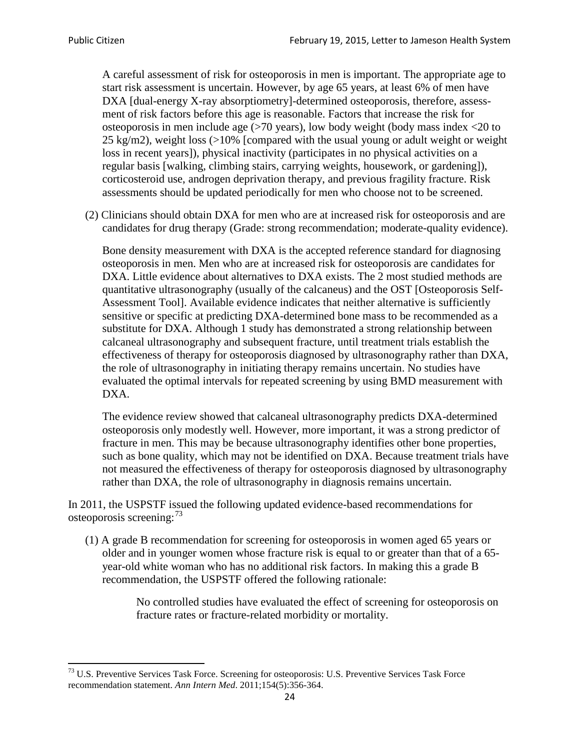A careful assessment of risk for osteoporosis in men is important. The appropriate age to start risk assessment is uncertain. However, by age 65 years, at least 6% of men have DXA [dual-energy X-ray absorptiometry]-determined osteoporosis, therefore, assessment of risk factors before this age is reasonable. Factors that increase the risk for osteoporosis in men include age (>70 years), low body weight (body mass index <20 to 25 kg/m2), weight loss (>10% [compared with the usual young or adult weight or weight loss in recent years]), physical inactivity (participates in no physical activities on a regular basis [walking, climbing stairs, carrying weights, housework, or gardening]), corticosteroid use, androgen deprivation therapy, and previous fragility fracture. Risk assessments should be updated periodically for men who choose not to be screened.

(2) Clinicians should obtain DXA for men who are at increased risk for osteoporosis and are candidates for drug therapy (Grade: strong recommendation; moderate-quality evidence).

Bone density measurement with DXA is the accepted reference standard for diagnosing osteoporosis in men. Men who are at increased risk for osteoporosis are candidates for DXA. Little evidence about alternatives to DXA exists. The 2 most studied methods are quantitative ultrasonography (usually of the calcaneus) and the OST [Osteoporosis Self-Assessment Tool]. Available evidence indicates that neither alternative is sufficiently sensitive or specific at predicting DXA-determined bone mass to be recommended as a substitute for DXA. Although 1 study has demonstrated a strong relationship between calcaneal ultrasonography and subsequent fracture, until treatment trials establish the effectiveness of therapy for osteoporosis diagnosed by ultrasonography rather than DXA, the role of ultrasonography in initiating therapy remains uncertain. No studies have evaluated the optimal intervals for repeated screening by using BMD measurement with DXA.

The evidence review showed that calcaneal ultrasonography predicts DXA-determined osteoporosis only modestly well. However, more important, it was a strong predictor of fracture in men. This may be because ultrasonography identifies other bone properties, such as bone quality, which may not be identified on DXA. Because treatment trials have not measured the effectiveness of therapy for osteoporosis diagnosed by ultrasonography rather than DXA, the role of ultrasonography in diagnosis remains uncertain.

In 2011, the USPSTF issued the following updated evidence-based recommendations for osteoporosis screening:[73]

(1) A grade B recommendation for screening for osteoporosis in women aged 65 years or older and in younger women whose fracture risk is equal to or greater than that of a 65-year-old white woman who has no additional risk factors. In making this a grade B recommendation, the USPSTF offered the following rationale:

> No controlled studies have evaluated the effect of screening for osteoporosis on fracture rates or fracture-related morbidity or mortality.

[73] U.S. Preventive Services Task Force. Screening for osteoporosis: U.S. Preventive Services Task Force recommendation statement. *Ann Intern Med*. 2011;154(5):356-364.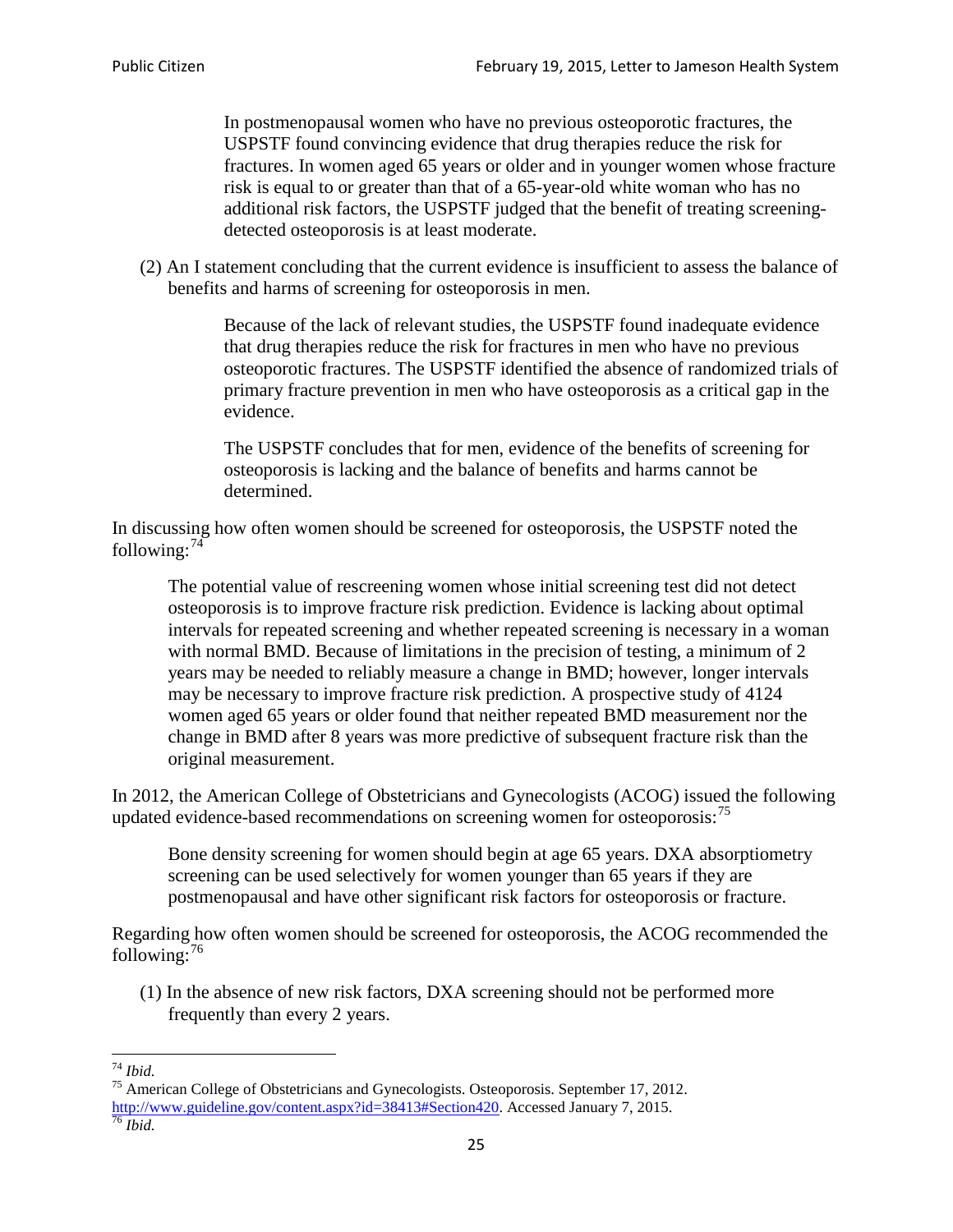> In postmenopausal women who have no previous osteoporotic fractures, the USPSTF found convincing evidence that drug therapies reduce the risk for fractures. In women aged 65 years or older and in younger women whose fracture risk is equal to or greater than that of a 65-year-old white woman who has no additional risk factors, the USPSTF judged that the benefit of treating screening-detected osteoporosis is at least moderate.

(2) An I statement concluding that the current evidence is insufficient to assess the balance of benefits and harms of screening for osteoporosis in men.

> Because of the lack of relevant studies, the USPSTF found inadequate evidence that drug therapies reduce the risk for fractures in men who have no previous osteoporotic fractures. The USPSTF identified the absence of randomized trials of primary fracture prevention in men who have osteoporosis as a critical gap in the evidence.
>
> The USPSTF concludes that for men, evidence of the benefits of screening for osteoporosis is lacking and the balance of benefits and harms cannot be determined.

In discussing how often women should be screened for osteoporosis, the USPSTF noted the following:[74]

> The potential value of rescreening women whose initial screening test did not detect osteoporosis is to improve fracture risk prediction. Evidence is lacking about optimal intervals for repeated screening and whether repeated screening is necessary in a woman with normal BMD. Because of limitations in the precision of testing, a minimum of 2 years may be needed to reliably measure a change in BMD; however, longer intervals may be necessary to improve fracture risk prediction. A prospective study of 4124 women aged 65 years or older found that neither repeated BMD measurement nor the change in BMD after 8 years was more predictive of subsequent fracture risk than the original measurement.

In 2012, the American College of Obstetricians and Gynecologists (ACOG) issued the following updated evidence-based recommendations on screening women for osteoporosis:[75]

> Bone density screening for women should begin at age 65 years. DXA absorptiometry screening can be used selectively for women younger than 65 years if they are postmenopausal and have other significant risk factors for osteoporosis or fracture.

Regarding how often women should be screened for osteoporosis, the ACOG recommended the following:[76]

(1) In the absence of new risk factors, DXA screening should not be performed more frequently than every 2 years.

---

[74] *Ibid.*

[75] American College of Obstetricians and Gynecologists. Osteoporosis. September 17, 2012. http://www.guideline.gov/content.aspx?id=38413#Section420. Accessed January 7, 2015.

[76] *Ibid.*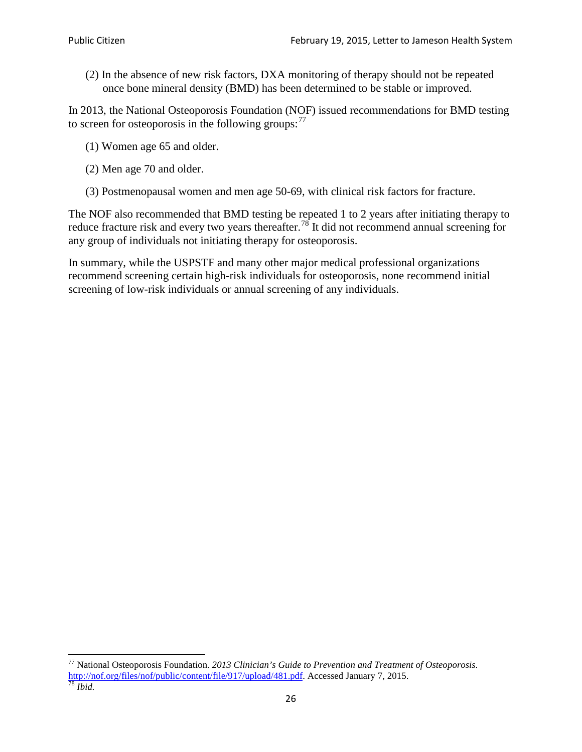(2) In the absence of new risk factors, DXA monitoring of therapy should not be repeated once bone mineral density (BMD) has been determined to be stable or improved.

In 2013, the National Osteoporosis Foundation (NOF) issued recommendations for BMD testing to screen for osteoporosis in the following groups:[77]

(1) Women age 65 and older.

(2) Men age 70 and older.

(3) Postmenopausal women and men age 50-69, with clinical risk factors for fracture.

The NOF also recommended that BMD testing be repeated 1 to 2 years after initiating therapy to reduce fracture risk and every two years thereafter.[78] It did not recommend annual screening for any group of individuals not initiating therapy for osteoporosis.

In summary, while the USPSTF and many other major medical professional organizations recommend screening certain high-risk individuals for osteoporosis, none recommend initial screening of low-risk individuals or annual screening of any individuals.

---

[77] National Osteoporosis Foundation. *2013 Clinician's Guide to Prevention and Treatment of Osteoporosis.* http://nof.org/files/nof/public/content/file/917/upload/481.pdf. Accessed January 7, 2015.

[78] *Ibid.*